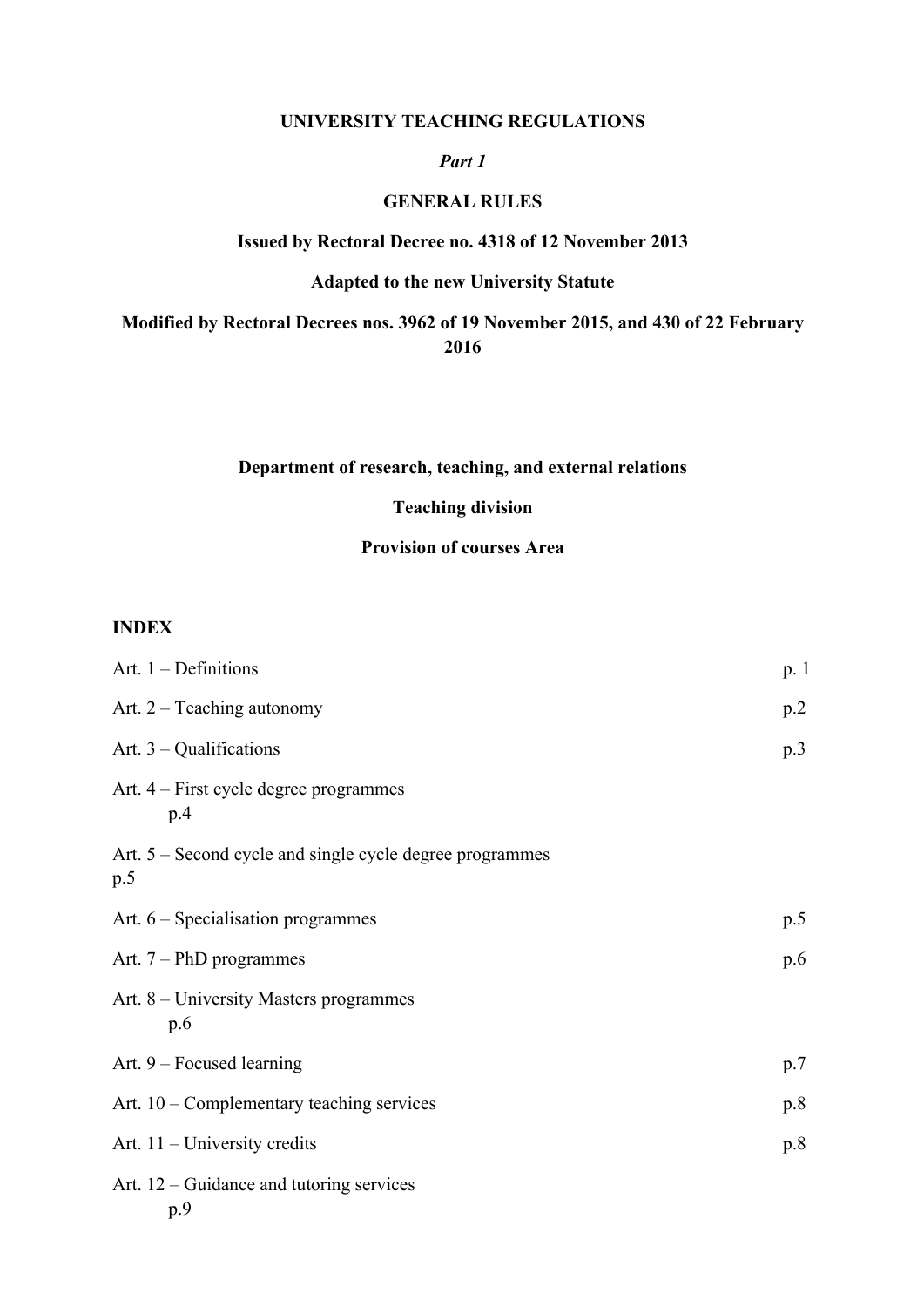**UNIVERSITY TEACHING REGULATIONS**

*Part 1*

**GENERAL RULES**

**Issued by Rectoral Decree no. 4318 of 12 November 2013**

**Adapted to the new University Statute**

**Modified by Rectoral Decrees nos. 3962 of 19 November 2015, and 430 of 22 February 2016**

**Department of research, teaching, and external relations**

**Teaching division**

**Provision of courses Area**

**INDEX**

| | |
|---|---|
| Art. 1 – Definitions | p. 1 |
| Art. 2 – Teaching autonomy | p.2 |
| Art. 3 – Qualifications | p.3 |
| Art. 4 – First cycle degree programmes | p.4 |
| Art. 5 – Second cycle and single cycle degree programmes | p.5 |
| Art. 6 – Specialisation programmes | p.5 |
| Art. 7 – PhD programmes | p.6 |
| Art. 8 – University Masters programmes | p.6 |
| Art. 9 – Focused learning | p.7 |
| Art. 10 – Complementary teaching services | p.8 |
| Art. 11 – University credits | p.8 |
| Art. 12 – Guidance and tutoring services | p.9 |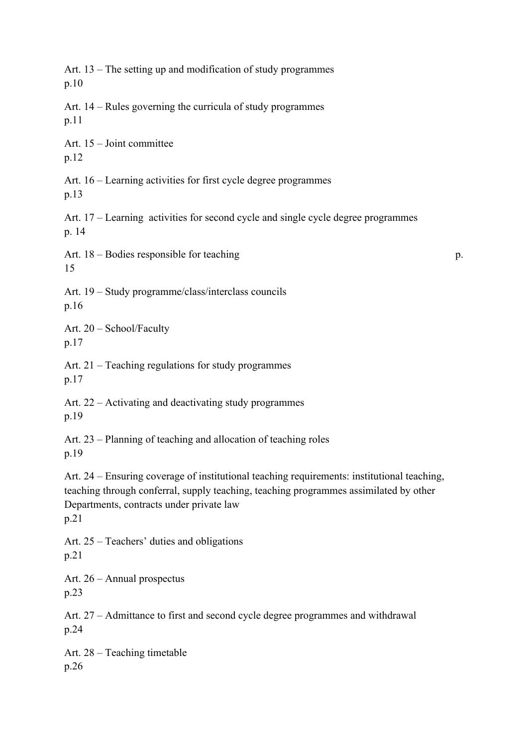Art. 13 – The setting up and modification of study programmes
p.10

Art. 14 – Rules governing the curricula of study programmes
p.11

Art. 15 – Joint committee
p.12

Art. 16 – Learning activities for first cycle degree programmes
p.13

Art. 17 – Learning activities for second cycle and single cycle degree programmes
p. 14

Art. 18 – Bodies responsible for teaching
p. 15

Art. 19 – Study programme/class/interclass councils
p.16

Art. 20 – School/Faculty
p.17

Art. 21 – Teaching regulations for study programmes
p.17

Art. 22 – Activating and deactivating study programmes
p.19

Art. 23 – Planning of teaching and allocation of teaching roles
p.19

Art. 24 – Ensuring coverage of institutional teaching requirements: institutional teaching, teaching through conferral, supply teaching, teaching programmes assimilated by other Departments, contracts under private law
p.21

Art. 25 – Teachers' duties and obligations
p.21

Art. 26 – Annual prospectus
p.23

Art. 27 – Admittance to first and second cycle degree programmes and withdrawal
p.24

Art. 28 – Teaching timetable
p.26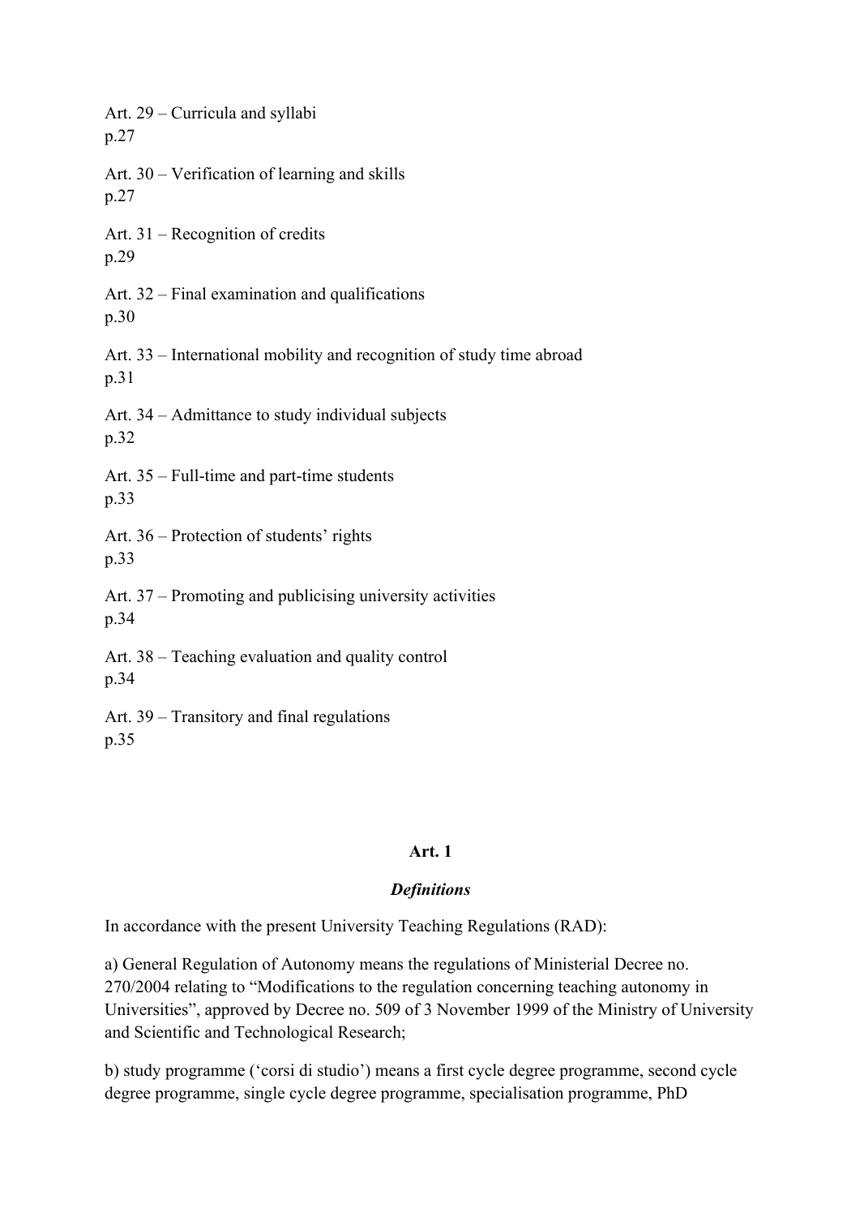Art. 29 – Curricula and syllabi
p.27

Art. 30 – Verification of learning and skills
p.27

Art. 31 – Recognition of credits
p.29

Art. 32 – Final examination and qualifications
p.30

Art. 33 – International mobility and recognition of study time abroad
p.31

Art. 34 – Admittance to study individual subjects
p.32

Art. 35 – Full-time and part-time students
p.33

Art. 36 – Protection of students' rights
p.33

Art. 37 – Promoting and publicising university activities
p.34

Art. 38 – Teaching evaluation and quality control
p.34

Art. 39 – Transitory and final regulations
p.35

## Art. 1

### *Definitions*

In accordance with the present University Teaching Regulations (RAD):

a) General Regulation of Autonomy means the regulations of Ministerial Decree no. 270/2004 relating to "Modifications to the regulation concerning teaching autonomy in Universities", approved by Decree no. 509 of 3 November 1999 of the Ministry of University and Scientific and Technological Research;

b) study programme ('corsi di studio') means a first cycle degree programme, second cycle degree programme, single cycle degree programme, specialisation programme, PhD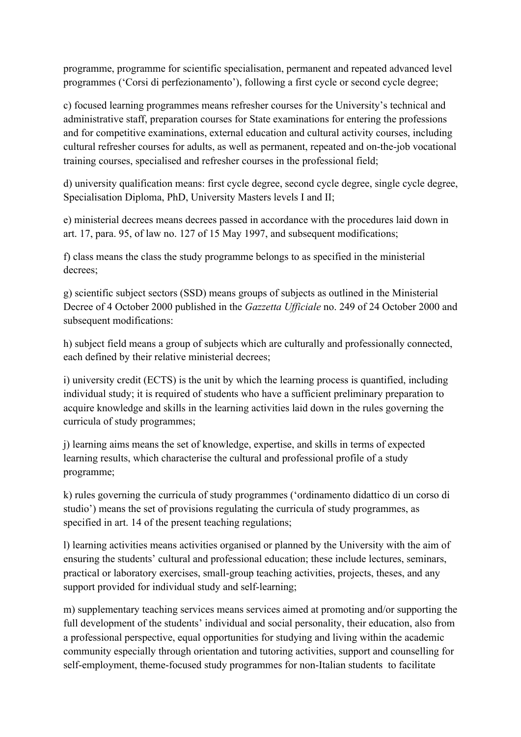programme, programme for scientific specialisation, permanent and repeated advanced level programmes ('Corsi di perfezionamento'), following a first cycle or second cycle degree;

c) focused learning programmes means refresher courses for the University's technical and administrative staff, preparation courses for State examinations for entering the professions and for competitive examinations, external education and cultural activity courses, including cultural refresher courses for adults, as well as permanent, repeated and on-the-job vocational training courses, specialised and refresher courses in the professional field;

d) university qualification means: first cycle degree, second cycle degree, single cycle degree, Specialisation Diploma, PhD, University Masters levels I and II;

e) ministerial decrees means decrees passed in accordance with the procedures laid down in art. 17, para. 95, of law no. 127 of 15 May 1997, and subsequent modifications;

f) class means the class the study programme belongs to as specified in the ministerial decrees;

g) scientific subject sectors (SSD) means groups of subjects as outlined in the Ministerial Decree of 4 October 2000 published in the *Gazzetta Ufficiale* no. 249 of 24 October 2000 and subsequent modifications:

h) subject field means a group of subjects which are culturally and professionally connected, each defined by their relative ministerial decrees;

i) university credit (ECTS) is the unit by which the learning process is quantified, including individual study; it is required of students who have a sufficient preliminary preparation to acquire knowledge and skills in the learning activities laid down in the rules governing the curricula of study programmes;

j) learning aims means the set of knowledge, expertise, and skills in terms of expected learning results, which characterise the cultural and professional profile of a study programme;

k) rules governing the curricula of study programmes ('ordinamento didattico di un corso di studio') means the set of provisions regulating the curricula of study programmes, as specified in art. 14 of the present teaching regulations;

l) learning activities means activities organised or planned by the University with the aim of ensuring the students' cultural and professional education; these include lectures, seminars, practical or laboratory exercises, small-group teaching activities, projects, theses, and any support provided for individual study and self-learning;

m) supplementary teaching services means services aimed at promoting and/or supporting the full development of the students' individual and social personality, their education, also from a professional perspective, equal opportunities for studying and living within the academic community especially through orientation and tutoring activities, support and counselling for self-employment, theme-focused study programmes for non-Italian students to facilitate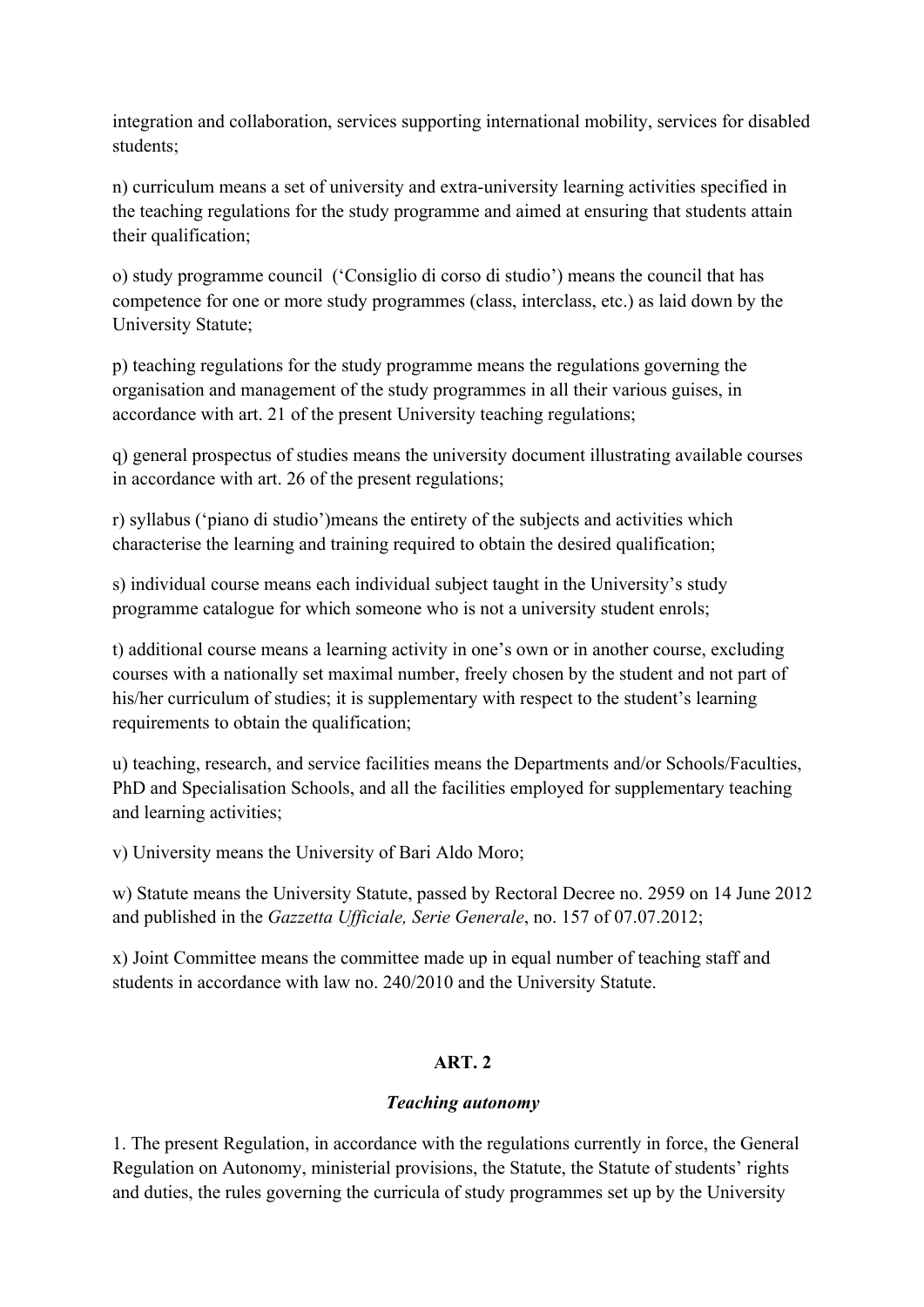integration and collaboration, services supporting international mobility, services for disabled students;

n) curriculum means a set of university and extra-university learning activities specified in the teaching regulations for the study programme and aimed at ensuring that students attain their qualification;

o) study programme council ('Consiglio di corso di studio') means the council that has competence for one or more study programmes (class, interclass, etc.) as laid down by the University Statute;

p) teaching regulations for the study programme means the regulations governing the organisation and management of the study programmes in all their various guises, in accordance with art. 21 of the present University teaching regulations;

q) general prospectus of studies means the university document illustrating available courses in accordance with art. 26 of the present regulations;

r) syllabus ('piano di studio')means the entirety of the subjects and activities which characterise the learning and training required to obtain the desired qualification;

s) individual course means each individual subject taught in the University's study programme catalogue for which someone who is not a university student enrols;

t) additional course means a learning activity in one's own or in another course, excluding courses with a nationally set maximal number, freely chosen by the student and not part of his/her curriculum of studies; it is supplementary with respect to the student's learning requirements to obtain the qualification;

u) teaching, research, and service facilities means the Departments and/or Schools/Faculties, PhD and Specialisation Schools, and all the facilities employed for supplementary teaching and learning activities;

v) University means the University of Bari Aldo Moro;

w) Statute means the University Statute, passed by Rectoral Decree no. 2959 on 14 June 2012 and published in the *Gazzetta Ufficiale, Serie Generale*, no. 157 of 07.07.2012;

x) Joint Committee means the committee made up in equal number of teaching staff and students in accordance with law no. 240/2010 and the University Statute.

## ART. 2

### *Teaching autonomy*

1. The present Regulation, in accordance with the regulations currently in force, the General Regulation on Autonomy, ministerial provisions, the Statute, the Statute of students' rights and duties, the rules governing the curricula of study programmes set up by the University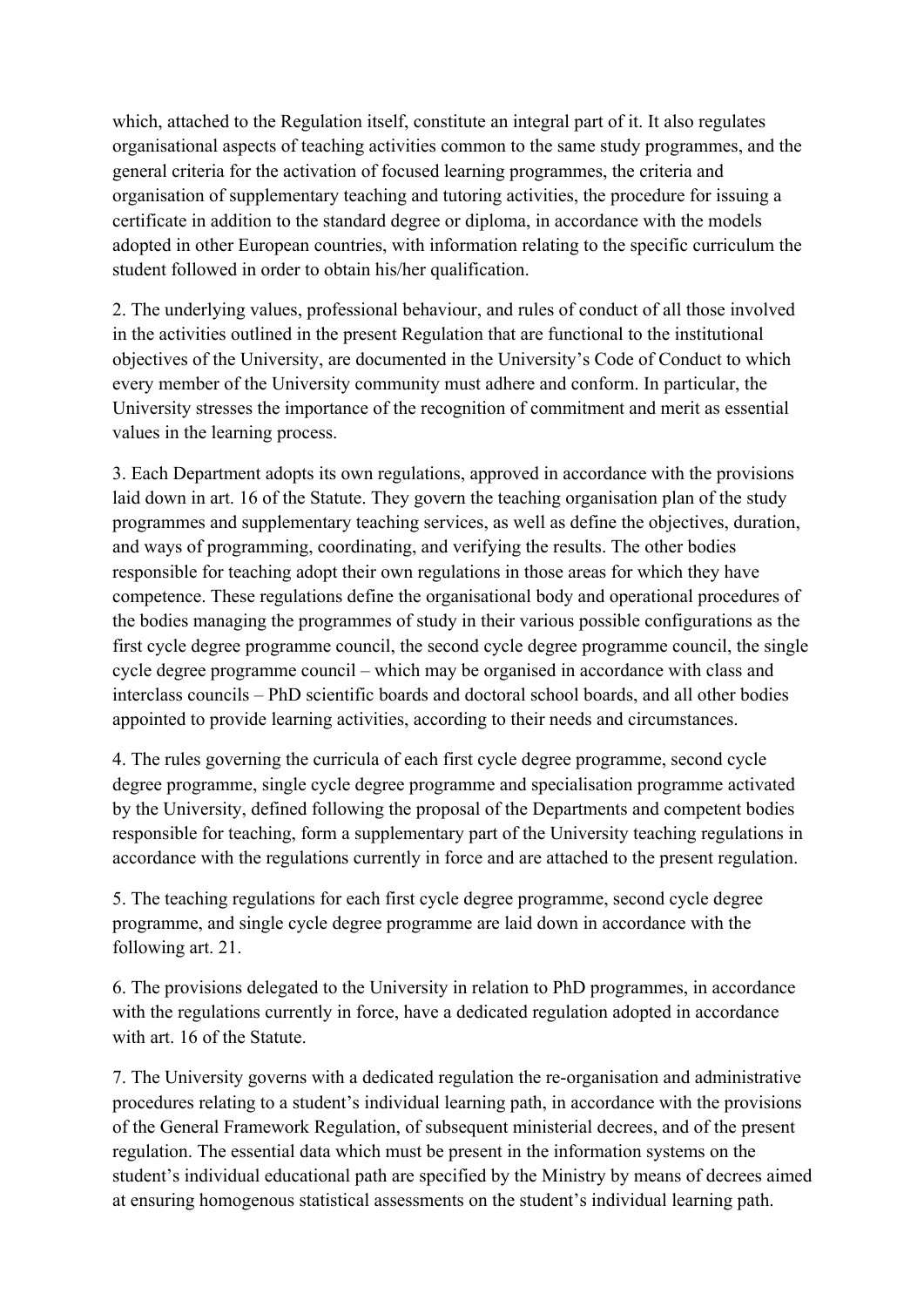which, attached to the Regulation itself, constitute an integral part of it. It also regulates organisational aspects of teaching activities common to the same study programmes, and the general criteria for the activation of focused learning programmes, the criteria and organisation of supplementary teaching and tutoring activities, the procedure for issuing a certificate in addition to the standard degree or diploma, in accordance with the models adopted in other European countries, with information relating to the specific curriculum the student followed in order to obtain his/her qualification.

2. The underlying values, professional behaviour, and rules of conduct of all those involved in the activities outlined in the present Regulation that are functional to the institutional objectives of the University, are documented in the University's Code of Conduct to which every member of the University community must adhere and conform. In particular, the University stresses the importance of the recognition of commitment and merit as essential values in the learning process.

3. Each Department adopts its own regulations, approved in accordance with the provisions laid down in art. 16 of the Statute. They govern the teaching organisation plan of the study programmes and supplementary teaching services, as well as define the objectives, duration, and ways of programming, coordinating, and verifying the results. The other bodies responsible for teaching adopt their own regulations in those areas for which they have competence. These regulations define the organisational body and operational procedures of the bodies managing the programmes of study in their various possible configurations as the first cycle degree programme council, the second cycle degree programme council, the single cycle degree programme council – which may be organised in accordance with class and interclass councils – PhD scientific boards and doctoral school boards, and all other bodies appointed to provide learning activities, according to their needs and circumstances.

4. The rules governing the curricula of each first cycle degree programme, second cycle degree programme, single cycle degree programme and specialisation programme activated by the University, defined following the proposal of the Departments and competent bodies responsible for teaching, form a supplementary part of the University teaching regulations in accordance with the regulations currently in force and are attached to the present regulation.

5. The teaching regulations for each first cycle degree programme, second cycle degree programme, and single cycle degree programme are laid down in accordance with the following art. 21.

6. The provisions delegated to the University in relation to PhD programmes, in accordance with the regulations currently in force, have a dedicated regulation adopted in accordance with art. 16 of the Statute.

7. The University governs with a dedicated regulation the re-organisation and administrative procedures relating to a student's individual learning path, in accordance with the provisions of the General Framework Regulation, of subsequent ministerial decrees, and of the present regulation. The essential data which must be present in the information systems on the student's individual educational path are specified by the Ministry by means of decrees aimed at ensuring homogenous statistical assessments on the student's individual learning path.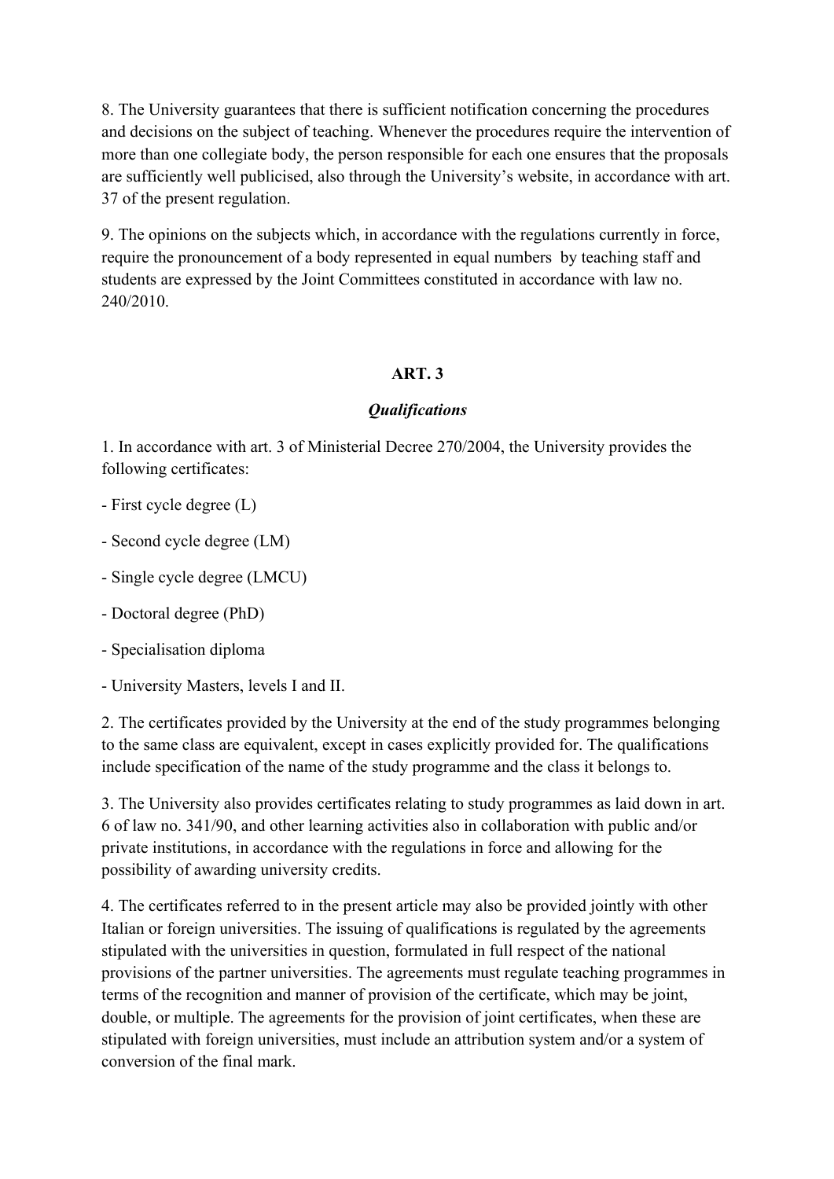8. The University guarantees that there is sufficient notification concerning the procedures and decisions on the subject of teaching. Whenever the procedures require the intervention of more than one collegiate body, the person responsible for each one ensures that the proposals are sufficiently well publicised, also through the University's website, in accordance with art. 37 of the present regulation.

9. The opinions on the subjects which, in accordance with the regulations currently in force, require the pronouncement of a body represented in equal numbers by teaching staff and students are expressed by the Joint Committees constituted in accordance with law no. 240/2010.

## ART. 3

### *Qualifications*

1. In accordance with art. 3 of Ministerial Decree 270/2004, the University provides the following certificates:

- First cycle degree (L)
- Second cycle degree (LM)
- Single cycle degree (LMCU)
- Doctoral degree (PhD)
- Specialisation diploma
- University Masters, levels I and II.

2. The certificates provided by the University at the end of the study programmes belonging to the same class are equivalent, except in cases explicitly provided for. The qualifications include specification of the name of the study programme and the class it belongs to.

3. The University also provides certificates relating to study programmes as laid down in art. 6 of law no. 341/90, and other learning activities also in collaboration with public and/or private institutions, in accordance with the regulations in force and allowing for the possibility of awarding university credits.

4. The certificates referred to in the present article may also be provided jointly with other Italian or foreign universities. The issuing of qualifications is regulated by the agreements stipulated with the universities in question, formulated in full respect of the national provisions of the partner universities. The agreements must regulate teaching programmes in terms of the recognition and manner of provision of the certificate, which may be joint, double, or multiple. The agreements for the provision of joint certificates, when these are stipulated with foreign universities, must include an attribution system and/or a system of conversion of the final mark.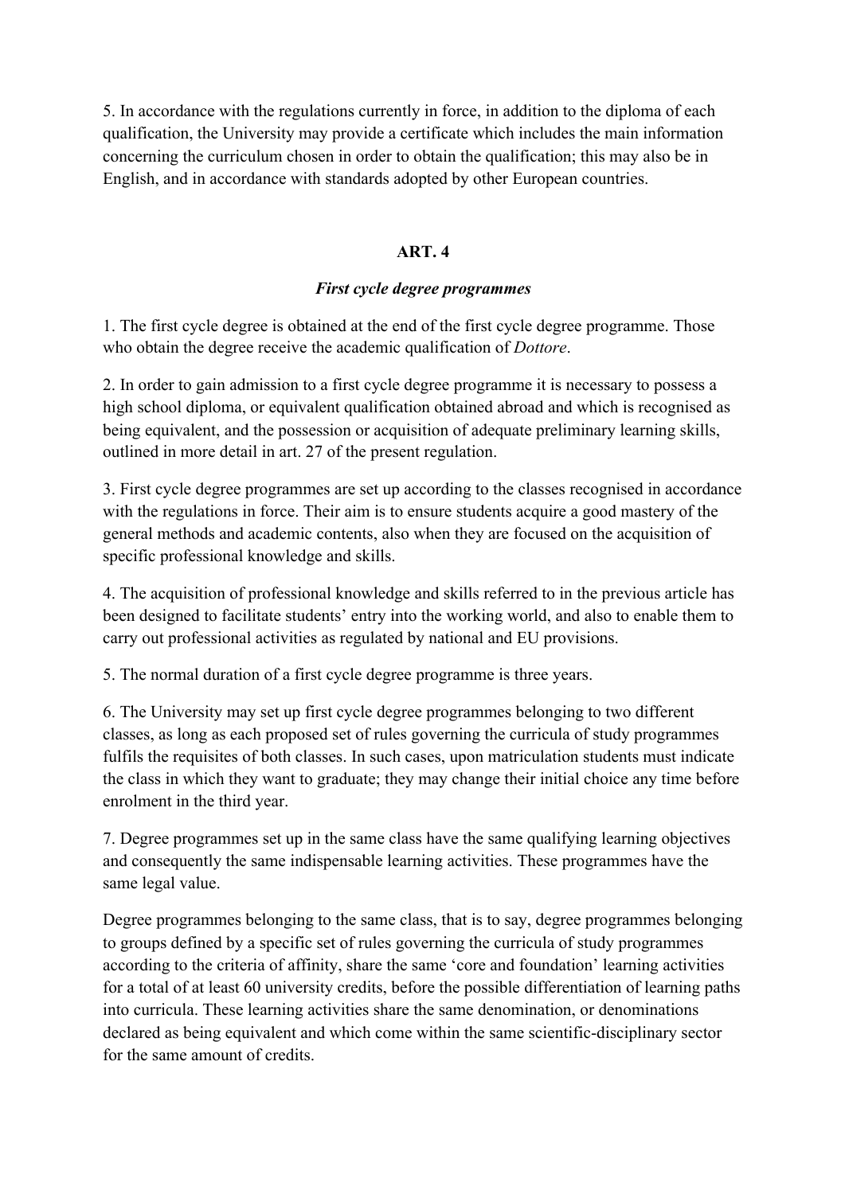5. In accordance with the regulations currently in force, in addition to the diploma of each qualification, the University may provide a certificate which includes the main information concerning the curriculum chosen in order to obtain the qualification; this may also be in English, and in accordance with standards adopted by other European countries.

## ART. 4

### *First cycle degree programmes*

1. The first cycle degree is obtained at the end of the first cycle degree programme. Those who obtain the degree receive the academic qualification of *Dottore*.

2. In order to gain admission to a first cycle degree programme it is necessary to possess a high school diploma, or equivalent qualification obtained abroad and which is recognised as being equivalent, and the possession or acquisition of adequate preliminary learning skills, outlined in more detail in art. 27 of the present regulation.

3. First cycle degree programmes are set up according to the classes recognised in accordance with the regulations in force. Their aim is to ensure students acquire a good mastery of the general methods and academic contents, also when they are focused on the acquisition of specific professional knowledge and skills.

4. The acquisition of professional knowledge and skills referred to in the previous article has been designed to facilitate students' entry into the working world, and also to enable them to carry out professional activities as regulated by national and EU provisions.

5. The normal duration of a first cycle degree programme is three years.

6. The University may set up first cycle degree programmes belonging to two different classes, as long as each proposed set of rules governing the curricula of study programmes fulfils the requisites of both classes. In such cases, upon matriculation students must indicate the class in which they want to graduate; they may change their initial choice any time before enrolment in the third year.

7. Degree programmes set up in the same class have the same qualifying learning objectives and consequently the same indispensable learning activities. These programmes have the same legal value.

Degree programmes belonging to the same class, that is to say, degree programmes belonging to groups defined by a specific set of rules governing the curricula of study programmes according to the criteria of affinity, share the same 'core and foundation' learning activities for a total of at least 60 university credits, before the possible differentiation of learning paths into curricula. These learning activities share the same denomination, or denominations declared as being equivalent and which come within the same scientific-disciplinary sector for the same amount of credits.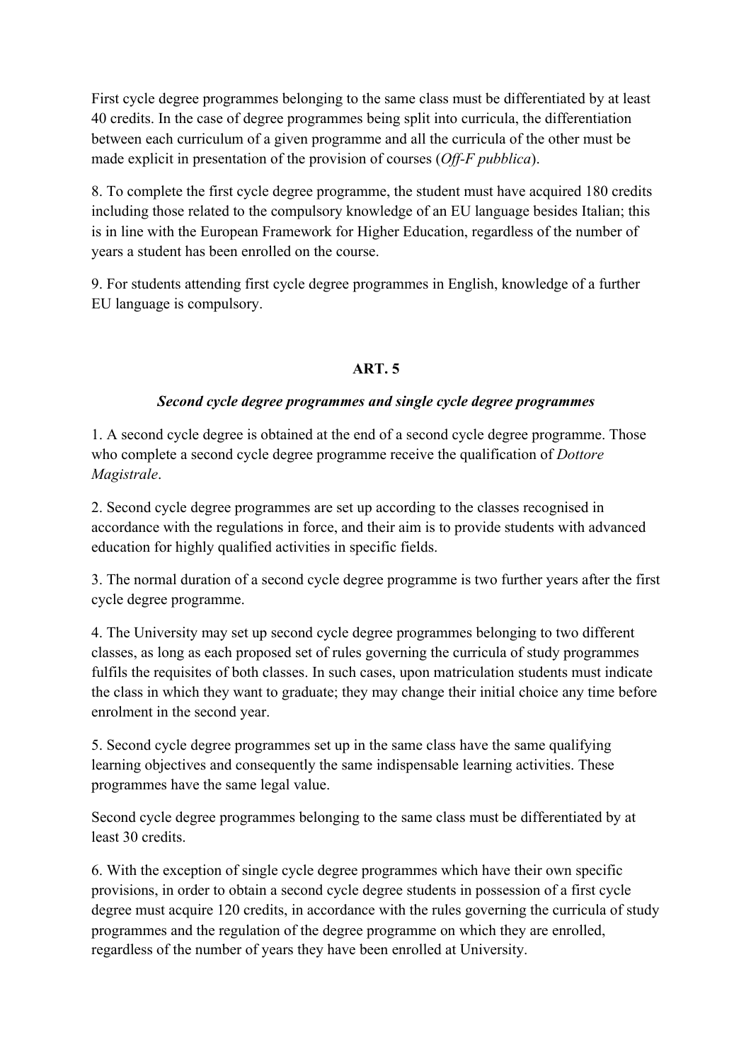First cycle degree programmes belonging to the same class must be differentiated by at least 40 credits. In the case of degree programmes being split into curricula, the differentiation between each curriculum of a given programme and all the curricula of the other must be made explicit in presentation of the provision of courses (*Off-F pubblica*).

8. To complete the first cycle degree programme, the student must have acquired 180 credits including those related to the compulsory knowledge of an EU language besides Italian; this is in line with the European Framework for Higher Education, regardless of the number of years a student has been enrolled on the course.

9. For students attending first cycle degree programmes in English, knowledge of a further EU language is compulsory.

## ART. 5

### *Second cycle degree programmes and single cycle degree programmes*

1. A second cycle degree is obtained at the end of a second cycle degree programme. Those who complete a second cycle degree programme receive the qualification of *Dottore Magistrale*.

2. Second cycle degree programmes are set up according to the classes recognised in accordance with the regulations in force, and their aim is to provide students with advanced education for highly qualified activities in specific fields.

3. The normal duration of a second cycle degree programme is two further years after the first cycle degree programme.

4. The University may set up second cycle degree programmes belonging to two different classes, as long as each proposed set of rules governing the curricula of study programmes fulfils the requisites of both classes. In such cases, upon matriculation students must indicate the class in which they want to graduate; they may change their initial choice any time before enrolment in the second year.

5. Second cycle degree programmes set up in the same class have the same qualifying learning objectives and consequently the same indispensable learning activities. These programmes have the same legal value.

Second cycle degree programmes belonging to the same class must be differentiated by at least 30 credits.

6. With the exception of single cycle degree programmes which have their own specific provisions, in order to obtain a second cycle degree students in possession of a first cycle degree must acquire 120 credits, in accordance with the rules governing the curricula of study programmes and the regulation of the degree programme on which they are enrolled, regardless of the number of years they have been enrolled at University.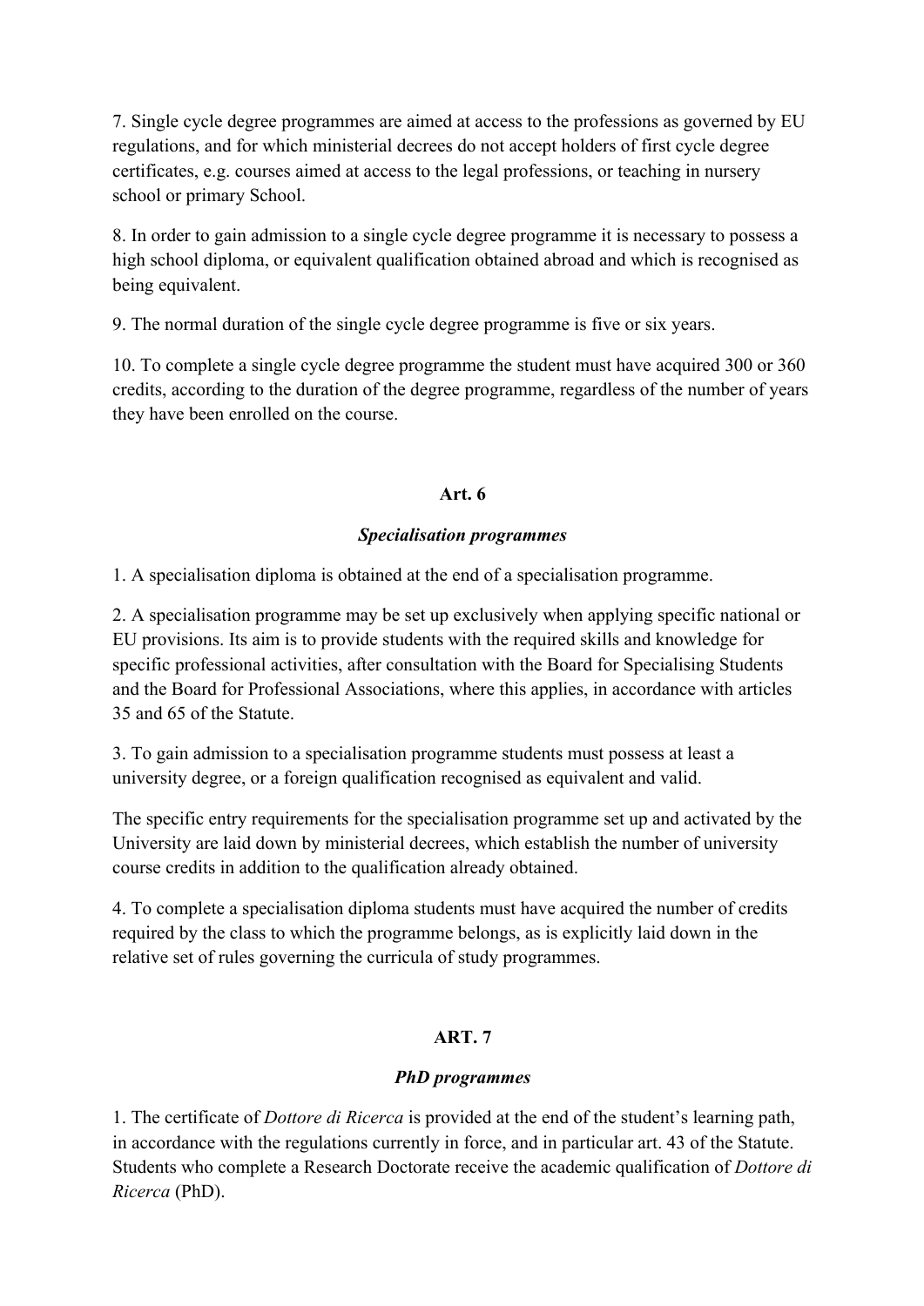7. Single cycle degree programmes are aimed at access to the professions as governed by EU regulations, and for which ministerial decrees do not accept holders of first cycle degree certificates, e.g. courses aimed at access to the legal professions, or teaching in nursery school or primary School.

8. In order to gain admission to a single cycle degree programme it is necessary to possess a high school diploma, or equivalent qualification obtained abroad and which is recognised as being equivalent.

9. The normal duration of the single cycle degree programme is five or six years.

10. To complete a single cycle degree programme the student must have acquired 300 or 360 credits, according to the duration of the degree programme, regardless of the number of years they have been enrolled on the course.

## Art. 6

### *Specialisation programmes*

1. A specialisation diploma is obtained at the end of a specialisation programme.

2. A specialisation programme may be set up exclusively when applying specific national or EU provisions. Its aim is to provide students with the required skills and knowledge for specific professional activities, after consultation with the Board for Specialising Students and the Board for Professional Associations, where this applies, in accordance with articles 35 and 65 of the Statute.

3. To gain admission to a specialisation programme students must possess at least a university degree, or a foreign qualification recognised as equivalent and valid.

The specific entry requirements for the specialisation programme set up and activated by the University are laid down by ministerial decrees, which establish the number of university course credits in addition to the qualification already obtained.

4. To complete a specialisation diploma students must have acquired the number of credits required by the class to which the programme belongs, as is explicitly laid down in the relative set of rules governing the curricula of study programmes.

## ART. 7

### *PhD programmes*

1. The certificate of *Dottore di Ricerca* is provided at the end of the student's learning path, in accordance with the regulations currently in force, and in particular art. 43 of the Statute. Students who complete a Research Doctorate receive the academic qualification of *Dottore di Ricerca* (PhD).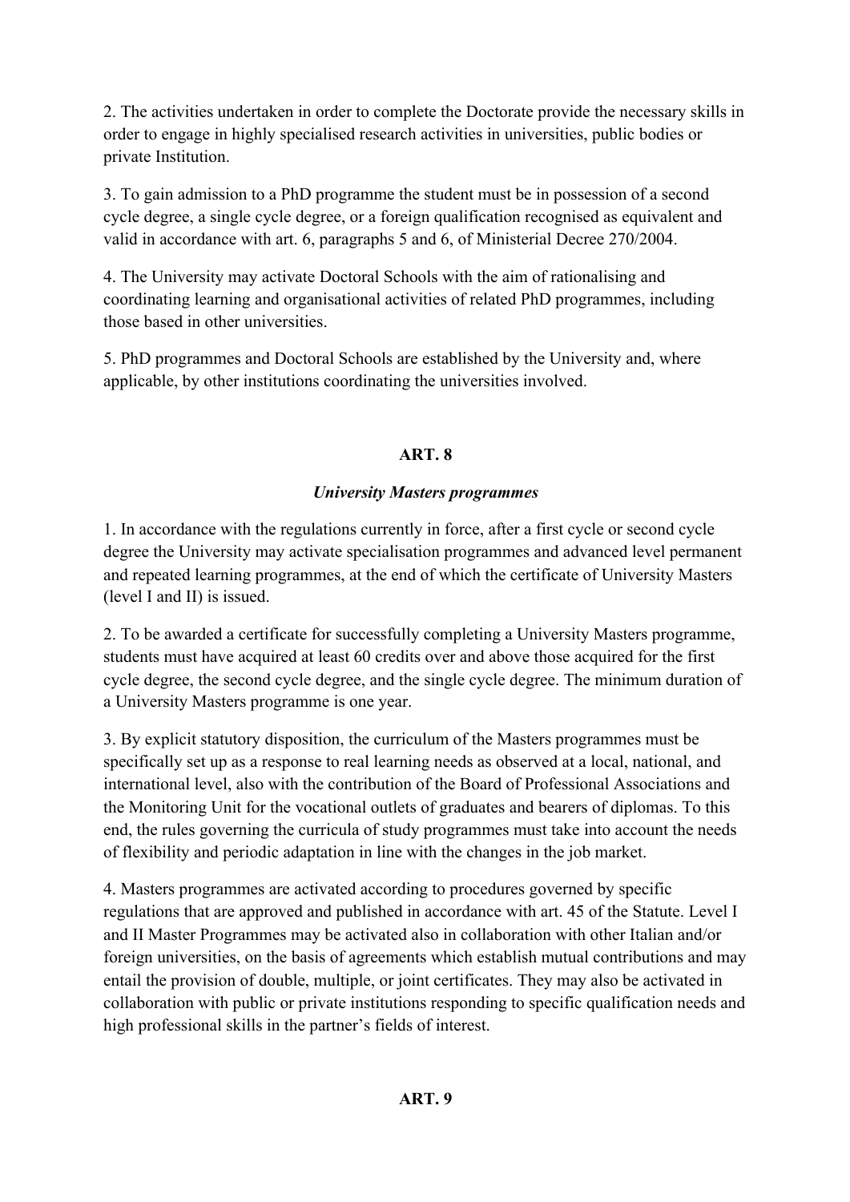2. The activities undertaken in order to complete the Doctorate provide the necessary skills in order to engage in highly specialised research activities in universities, public bodies or private Institution.

3. To gain admission to a PhD programme the student must be in possession of a second cycle degree, a single cycle degree, or a foreign qualification recognised as equivalent and valid in accordance with art. 6, paragraphs 5 and 6, of Ministerial Decree 270/2004.

4. The University may activate Doctoral Schools with the aim of rationalising and coordinating learning and organisational activities of related PhD programmes, including those based in other universities.

5. PhD programmes and Doctoral Schools are established by the University and, where applicable, by other institutions coordinating the universities involved.

## ART. 8

### *University Masters programmes*

1. In accordance with the regulations currently in force, after a first cycle or second cycle degree the University may activate specialisation programmes and advanced level permanent and repeated learning programmes, at the end of which the certificate of University Masters (level I and II) is issued.

2. To be awarded a certificate for successfully completing a University Masters programme, students must have acquired at least 60 credits over and above those acquired for the first cycle degree, the second cycle degree, and the single cycle degree. The minimum duration of a University Masters programme is one year.

3. By explicit statutory disposition, the curriculum of the Masters programmes must be specifically set up as a response to real learning needs as observed at a local, national, and international level, also with the contribution of the Board of Professional Associations and the Monitoring Unit for the vocational outlets of graduates and bearers of diplomas. To this end, the rules governing the curricula of study programmes must take into account the needs of flexibility and periodic adaptation in line with the changes in the job market.

4. Masters programmes are activated according to procedures governed by specific regulations that are approved and published in accordance with art. 45 of the Statute. Level I and II Master Programmes may be activated also in collaboration with other Italian and/or foreign universities, on the basis of agreements which establish mutual contributions and may entail the provision of double, multiple, or joint certificates. They may also be activated in collaboration with public or private institutions responding to specific qualification needs and high professional skills in the partner's fields of interest.

## ART. 9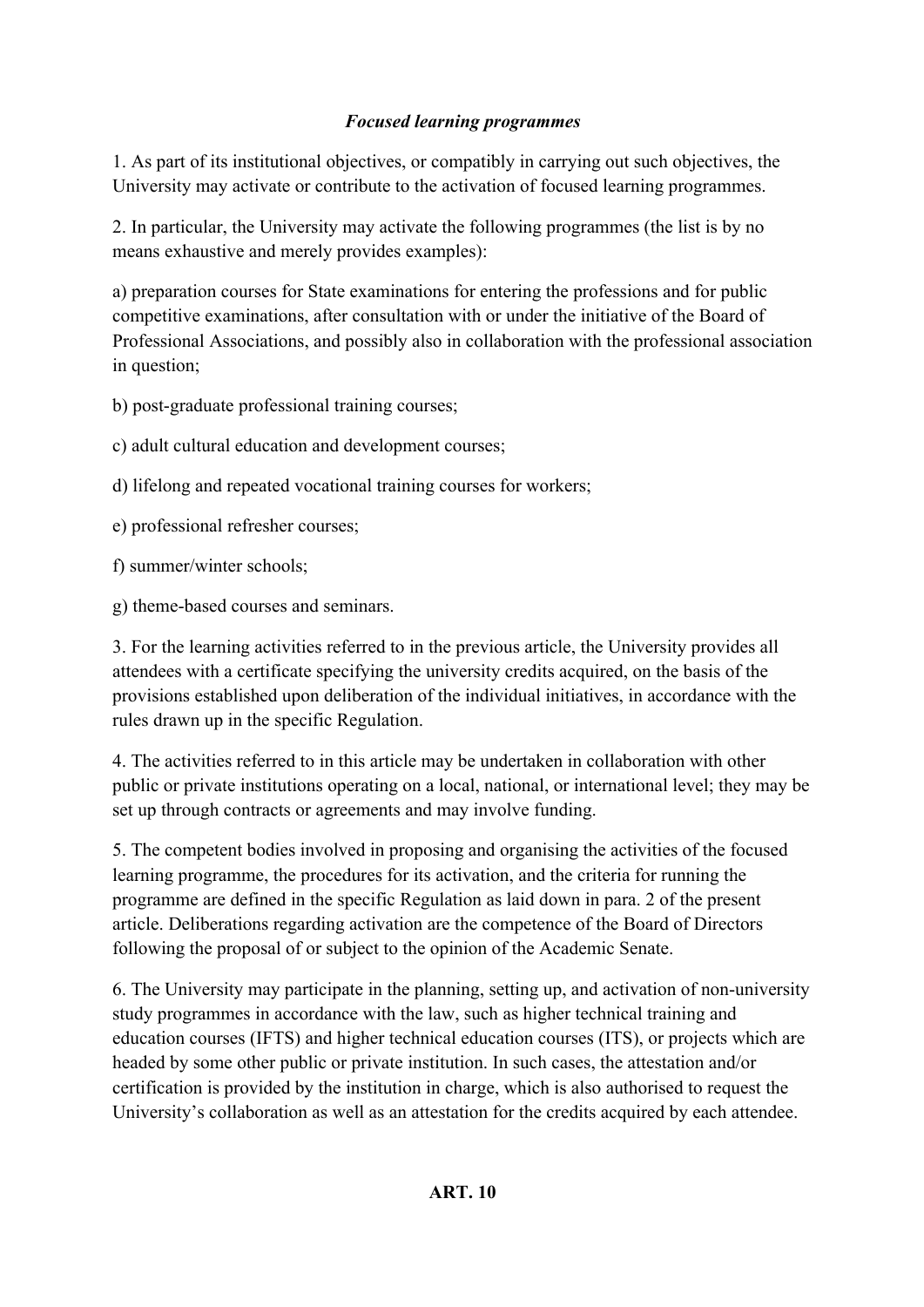***Focused learning programmes***

1. As part of its institutional objectives, or compatibly in carrying out such objectives, the University may activate or contribute to the activation of focused learning programmes.

2. In particular, the University may activate the following programmes (the list is by no means exhaustive and merely provides examples):

a) preparation courses for State examinations for entering the professions and for public competitive examinations, after consultation with or under the initiative of the Board of Professional Associations, and possibly also in collaboration with the professional association in question;

b) post-graduate professional training courses;

c) adult cultural education and development courses;

d) lifelong and repeated vocational training courses for workers;

e) professional refresher courses;

f) summer/winter schools;

g) theme-based courses and seminars.

3. For the learning activities referred to in the previous article, the University provides all attendees with a certificate specifying the university credits acquired, on the basis of the provisions established upon deliberation of the individual initiatives, in accordance with the rules drawn up in the specific Regulation.

4. The activities referred to in this article may be undertaken in collaboration with other public or private institutions operating on a local, national, or international level; they may be set up through contracts or agreements and may involve funding.

5. The competent bodies involved in proposing and organising the activities of the focused learning programme, the procedures for its activation, and the criteria for running the programme are defined in the specific Regulation as laid down in para. 2 of the present article. Deliberations regarding activation are the competence of the Board of Directors following the proposal of or subject to the opinion of the Academic Senate.

6. The University may participate in the planning, setting up, and activation of non-university study programmes in accordance with the law, such as higher technical training and education courses (IFTS) and higher technical education courses (ITS), or projects which are headed by some other public or private institution. In such cases, the attestation and/or certification is provided by the institution in charge, which is also authorised to request the University's collaboration as well as an attestation for the credits acquired by each attendee.

**ART. 10**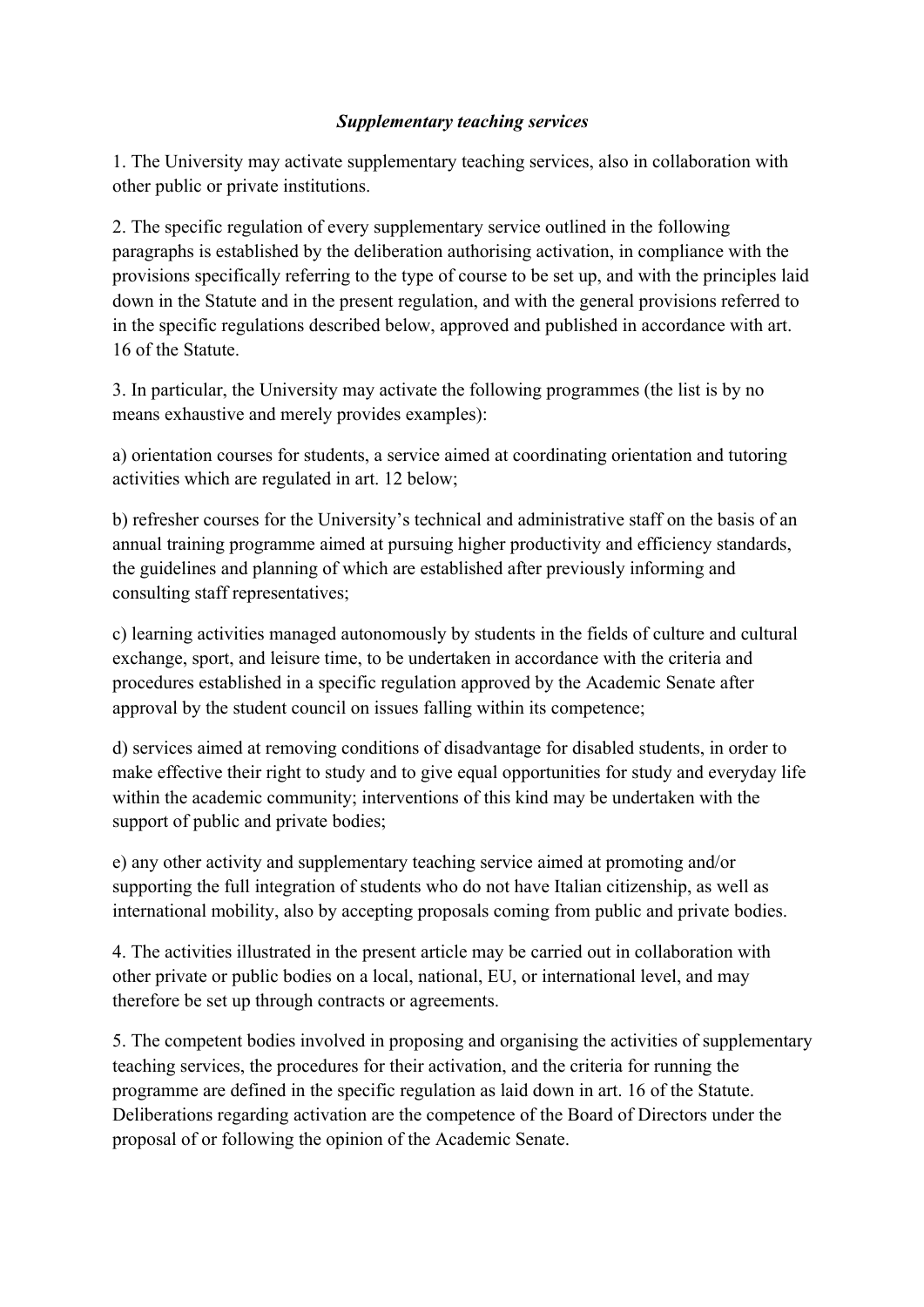***Supplementary teaching services***

1. The University may activate supplementary teaching services, also in collaboration with other public or private institutions.

2. The specific regulation of every supplementary service outlined in the following paragraphs is established by the deliberation authorising activation, in compliance with the provisions specifically referring to the type of course to be set up, and with the principles laid down in the Statute and in the present regulation, and with the general provisions referred to in the specific regulations described below, approved and published in accordance with art. 16 of the Statute.

3. In particular, the University may activate the following programmes (the list is by no means exhaustive and merely provides examples):

a) orientation courses for students, a service aimed at coordinating orientation and tutoring activities which are regulated in art. 12 below;

b) refresher courses for the University's technical and administrative staff on the basis of an annual training programme aimed at pursuing higher productivity and efficiency standards, the guidelines and planning of which are established after previously informing and consulting staff representatives;

c) learning activities managed autonomously by students in the fields of culture and cultural exchange, sport, and leisure time, to be undertaken in accordance with the criteria and procedures established in a specific regulation approved by the Academic Senate after approval by the student council on issues falling within its competence;

d) services aimed at removing conditions of disadvantage for disabled students, in order to make effective their right to study and to give equal opportunities for study and everyday life within the academic community; interventions of this kind may be undertaken with the support of public and private bodies;

e) any other activity and supplementary teaching service aimed at promoting and/or supporting the full integration of students who do not have Italian citizenship, as well as international mobility, also by accepting proposals coming from public and private bodies.

4. The activities illustrated in the present article may be carried out in collaboration with other private or public bodies on a local, national, EU, or international level, and may therefore be set up through contracts or agreements.

5. The competent bodies involved in proposing and organising the activities of supplementary teaching services, the procedures for their activation, and the criteria for running the programme are defined in the specific regulation as laid down in art. 16 of the Statute. Deliberations regarding activation are the competence of the Board of Directors under the proposal of or following the opinion of the Academic Senate.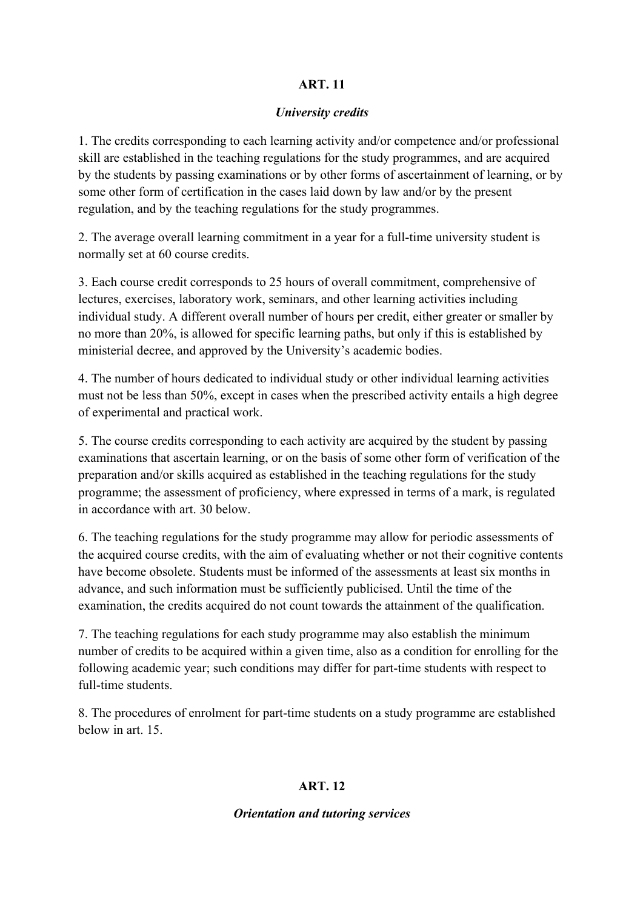## ART. 11

### *University credits*

1. The credits corresponding to each learning activity and/or competence and/or professional skill are established in the teaching regulations for the study programmes, and are acquired by the students by passing examinations or by other forms of ascertainment of learning, or by some other form of certification in the cases laid down by law and/or by the present regulation, and by the teaching regulations for the study programmes.

2. The average overall learning commitment in a year for a full-time university student is normally set at 60 course credits.

3. Each course credit corresponds to 25 hours of overall commitment, comprehensive of lectures, exercises, laboratory work, seminars, and other learning activities including individual study. A different overall number of hours per credit, either greater or smaller by no more than 20%, is allowed for specific learning paths, but only if this is established by ministerial decree, and approved by the University's academic bodies.

4. The number of hours dedicated to individual study or other individual learning activities must not be less than 50%, except in cases when the prescribed activity entails a high degree of experimental and practical work.

5. The course credits corresponding to each activity are acquired by the student by passing examinations that ascertain learning, or on the basis of some other form of verification of the preparation and/or skills acquired as established in the teaching regulations for the study programme; the assessment of proficiency, where expressed in terms of a mark, is regulated in accordance with art. 30 below.

6. The teaching regulations for the study programme may allow for periodic assessments of the acquired course credits, with the aim of evaluating whether or not their cognitive contents have become obsolete. Students must be informed of the assessments at least six months in advance, and such information must be sufficiently publicised. Until the time of the examination, the credits acquired do not count towards the attainment of the qualification.

7. The teaching regulations for each study programme may also establish the minimum number of credits to be acquired within a given time, also as a condition for enrolling for the following academic year; such conditions may differ for part-time students with respect to full-time students.

8. The procedures of enrolment for part-time students on a study programme are established below in art. 15.

## ART. 12

### *Orientation and tutoring services*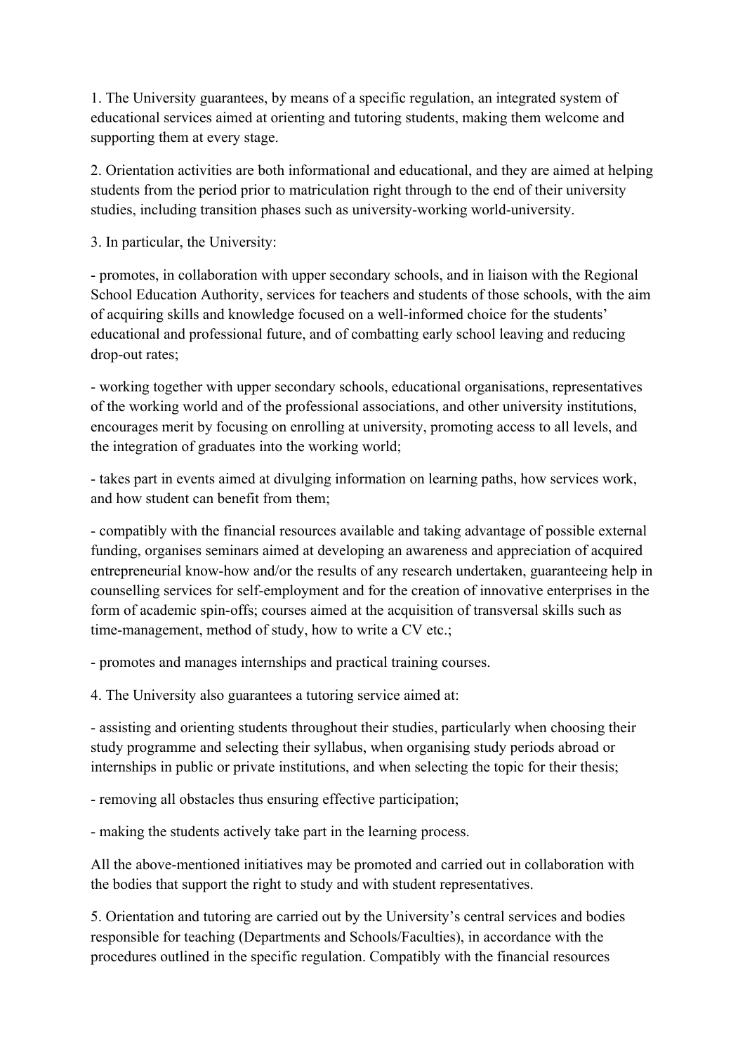1. The University guarantees, by means of a specific regulation, an integrated system of educational services aimed at orienting and tutoring students, making them welcome and supporting them at every stage.

2. Orientation activities are both informational and educational, and they are aimed at helping students from the period prior to matriculation right through to the end of their university studies, including transition phases such as university-working world-university.

3. In particular, the University:

- promotes, in collaboration with upper secondary schools, and in liaison with the Regional School Education Authority, services for teachers and students of those schools, with the aim of acquiring skills and knowledge focused on a well-informed choice for the students' educational and professional future, and of combatting early school leaving and reducing drop-out rates;

- working together with upper secondary schools, educational organisations, representatives of the working world and of the professional associations, and other university institutions, encourages merit by focusing on enrolling at university, promoting access to all levels, and the integration of graduates into the working world;

- takes part in events aimed at divulging information on learning paths, how services work, and how student can benefit from them;

- compatibly with the financial resources available and taking advantage of possible external funding, organises seminars aimed at developing an awareness and appreciation of acquired entrepreneurial know-how and/or the results of any research undertaken, guaranteeing help in counselling services for self-employment and for the creation of innovative enterprises in the form of academic spin-offs; courses aimed at the acquisition of transversal skills such as time-management, method of study, how to write a CV etc.;

- promotes and manages internships and practical training courses.

4. The University also guarantees a tutoring service aimed at:

- assisting and orienting students throughout their studies, particularly when choosing their study programme and selecting their syllabus, when organising study periods abroad or internships in public or private institutions, and when selecting the topic for their thesis;

- removing all obstacles thus ensuring effective participation;

- making the students actively take part in the learning process.

All the above-mentioned initiatives may be promoted and carried out in collaboration with the bodies that support the right to study and with student representatives.

5. Orientation and tutoring are carried out by the University's central services and bodies responsible for teaching (Departments and Schools/Faculties), in accordance with the procedures outlined in the specific regulation. Compatibly with the financial resources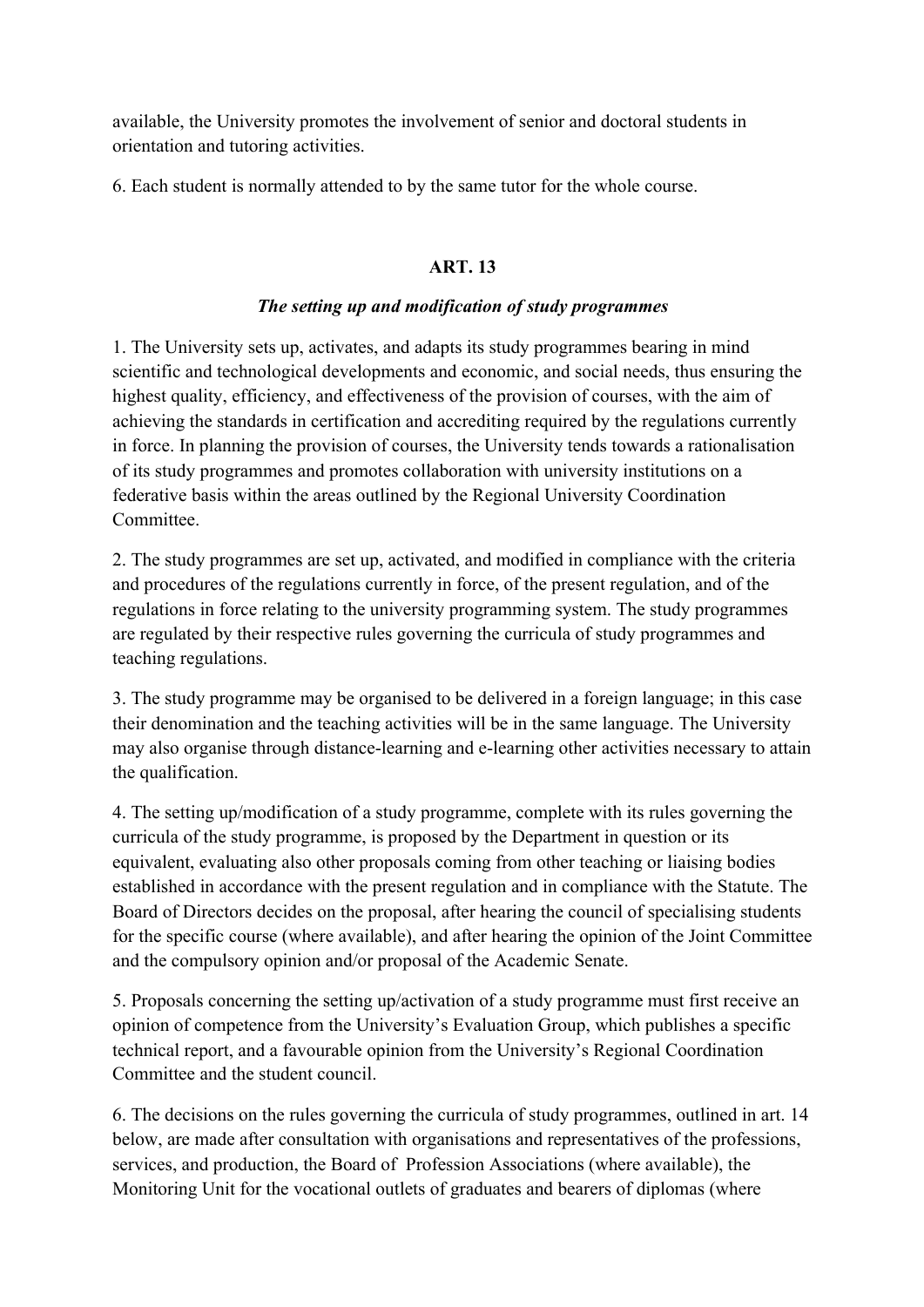available, the University promotes the involvement of senior and doctoral students in orientation and tutoring activities.

6. Each student is normally attended to by the same tutor for the whole course.

## ART. 13

### *The setting up and modification of study programmes*

1. The University sets up, activates, and adapts its study programmes bearing in mind scientific and technological developments and economic, and social needs, thus ensuring the highest quality, efficiency, and effectiveness of the provision of courses, with the aim of achieving the standards in certification and accrediting required by the regulations currently in force. In planning the provision of courses, the University tends towards a rationalisation of its study programmes and promotes collaboration with university institutions on a federative basis within the areas outlined by the Regional University Coordination Committee.

2. The study programmes are set up, activated, and modified in compliance with the criteria and procedures of the regulations currently in force, of the present regulation, and of the regulations in force relating to the university programming system. The study programmes are regulated by their respective rules governing the curricula of study programmes and teaching regulations.

3. The study programme may be organised to be delivered in a foreign language; in this case their denomination and the teaching activities will be in the same language. The University may also organise through distance-learning and e-learning other activities necessary to attain the qualification.

4. The setting up/modification of a study programme, complete with its rules governing the curricula of the study programme, is proposed by the Department in question or its equivalent, evaluating also other proposals coming from other teaching or liaising bodies established in accordance with the present regulation and in compliance with the Statute. The Board of Directors decides on the proposal, after hearing the council of specialising students for the specific course (where available), and after hearing the opinion of the Joint Committee and the compulsory opinion and/or proposal of the Academic Senate.

5. Proposals concerning the setting up/activation of a study programme must first receive an opinion of competence from the University's Evaluation Group, which publishes a specific technical report, and a favourable opinion from the University's Regional Coordination Committee and the student council.

6. The decisions on the rules governing the curricula of study programmes, outlined in art. 14 below, are made after consultation with organisations and representatives of the professions, services, and production, the Board of Profession Associations (where available), the Monitoring Unit for the vocational outlets of graduates and bearers of diplomas (where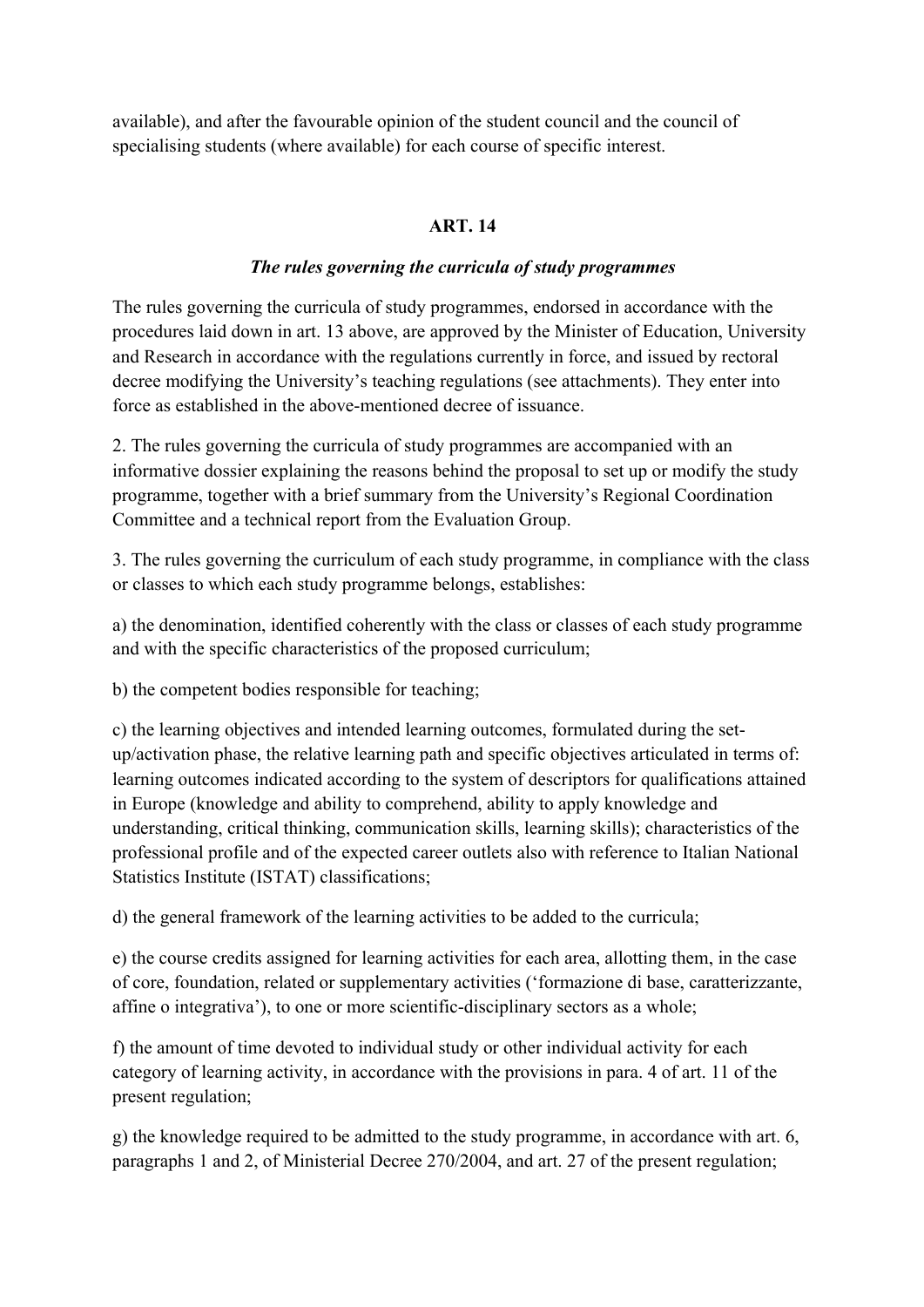available), and after the favourable opinion of the student council and the council of specialising students (where available) for each course of specific interest.

## ART. 14

### *The rules governing the curricula of study programmes*

The rules governing the curricula of study programmes, endorsed in accordance with the procedures laid down in art. 13 above, are approved by the Minister of Education, University and Research in accordance with the regulations currently in force, and issued by rectoral decree modifying the University's teaching regulations (see attachments). They enter into force as established in the above-mentioned decree of issuance.

2. The rules governing the curricula of study programmes are accompanied with an informative dossier explaining the reasons behind the proposal to set up or modify the study programme, together with a brief summary from the University's Regional Coordination Committee and a technical report from the Evaluation Group.

3. The rules governing the curriculum of each study programme, in compliance with the class or classes to which each study programme belongs, establishes:

a) the denomination, identified coherently with the class or classes of each study programme and with the specific characteristics of the proposed curriculum;

b) the competent bodies responsible for teaching;

c) the learning objectives and intended learning outcomes, formulated during the set-up/activation phase, the relative learning path and specific objectives articulated in terms of: learning outcomes indicated according to the system of descriptors for qualifications attained in Europe (knowledge and ability to comprehend, ability to apply knowledge and understanding, critical thinking, communication skills, learning skills); characteristics of the professional profile and of the expected career outlets also with reference to Italian National Statistics Institute (ISTAT) classifications;

d) the general framework of the learning activities to be added to the curricula;

e) the course credits assigned for learning activities for each area, allotting them, in the case of core, foundation, related or supplementary activities ('formazione di base, caratterizzante, affine o integrativa'), to one or more scientific-disciplinary sectors as a whole;

f) the amount of time devoted to individual study or other individual activity for each category of learning activity, in accordance with the provisions in para. 4 of art. 11 of the present regulation;

g) the knowledge required to be admitted to the study programme, in accordance with art. 6, paragraphs 1 and 2, of Ministerial Decree 270/2004, and art. 27 of the present regulation;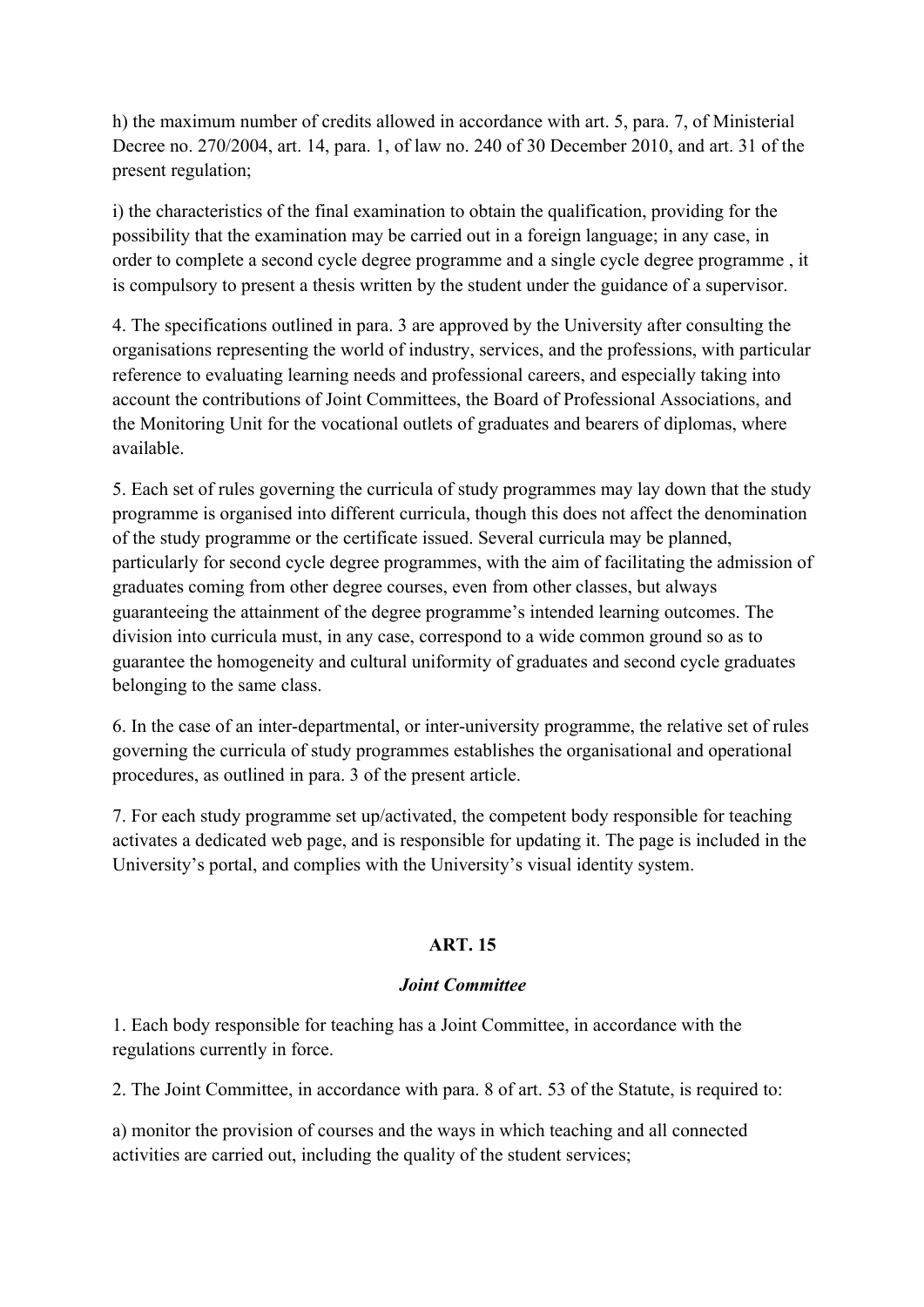h) the maximum number of credits allowed in accordance with art. 5, para. 7, of Ministerial Decree no. 270/2004, art. 14, para. 1, of law no. 240 of 30 December 2010, and art. 31 of the present regulation;

i) the characteristics of the final examination to obtain the qualification, providing for the possibility that the examination may be carried out in a foreign language; in any case, in order to complete a second cycle degree programme and a single cycle degree programme , it is compulsory to present a thesis written by the student under the guidance of a supervisor.

4. The specifications outlined in para. 3 are approved by the University after consulting the organisations representing the world of industry, services, and the professions, with particular reference to evaluating learning needs and professional careers, and especially taking into account the contributions of Joint Committees, the Board of Professional Associations, and the Monitoring Unit for the vocational outlets of graduates and bearers of diplomas, where available.

5. Each set of rules governing the curricula of study programmes may lay down that the study programme is organised into different curricula, though this does not affect the denomination of the study programme or the certificate issued. Several curricula may be planned, particularly for second cycle degree programmes, with the aim of facilitating the admission of graduates coming from other degree courses, even from other classes, but always guaranteeing the attainment of the degree programme's intended learning outcomes. The division into curricula must, in any case, correspond to a wide common ground so as to guarantee the homogeneity and cultural uniformity of graduates and second cycle graduates belonging to the same class.

6. In the case of an inter-departmental, or inter-university programme, the relative set of rules governing the curricula of study programmes establishes the organisational and operational procedures, as outlined in para. 3 of the present article.

7. For each study programme set up/activated, the competent body responsible for teaching activates a dedicated web page, and is responsible for updating it. The page is included in the University's portal, and complies with the University's visual identity system.

## ART. 15

### *Joint Committee*

1. Each body responsible for teaching has a Joint Committee, in accordance with the regulations currently in force.

2. The Joint Committee, in accordance with para. 8 of art. 53 of the Statute, is required to:

a) monitor the provision of courses and the ways in which teaching and all connected activities are carried out, including the quality of the student services;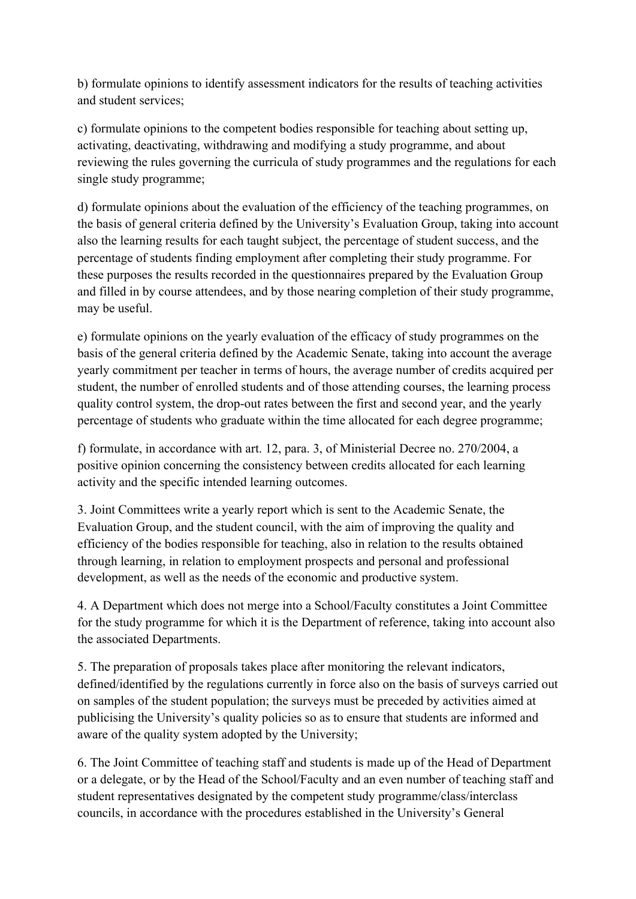b) formulate opinions to identify assessment indicators for the results of teaching activities and student services;

c) formulate opinions to the competent bodies responsible for teaching about setting up, activating, deactivating, withdrawing and modifying a study programme, and about reviewing the rules governing the curricula of study programmes and the regulations for each single study programme;

d) formulate opinions about the evaluation of the efficiency of the teaching programmes, on the basis of general criteria defined by the University's Evaluation Group, taking into account also the learning results for each taught subject, the percentage of student success, and the percentage of students finding employment after completing their study programme. For these purposes the results recorded in the questionnaires prepared by the Evaluation Group and filled in by course attendees, and by those nearing completion of their study programme, may be useful.

e) formulate opinions on the yearly evaluation of the efficacy of study programmes on the basis of the general criteria defined by the Academic Senate, taking into account the average yearly commitment per teacher in terms of hours, the average number of credits acquired per student, the number of enrolled students and of those attending courses, the learning process quality control system, the drop-out rates between the first and second year, and the yearly percentage of students who graduate within the time allocated for each degree programme;

f) formulate, in accordance with art. 12, para. 3, of Ministerial Decree no. 270/2004, a positive opinion concerning the consistency between credits allocated for each learning activity and the specific intended learning outcomes.

3. Joint Committees write a yearly report which is sent to the Academic Senate, the Evaluation Group, and the student council, with the aim of improving the quality and efficiency of the bodies responsible for teaching, also in relation to the results obtained through learning, in relation to employment prospects and personal and professional development, as well as the needs of the economic and productive system.

4. A Department which does not merge into a School/Faculty constitutes a Joint Committee for the study programme for which it is the Department of reference, taking into account also the associated Departments.

5. The preparation of proposals takes place after monitoring the relevant indicators, defined/identified by the regulations currently in force also on the basis of surveys carried out on samples of the student population; the surveys must be preceded by activities aimed at publicising the University's quality policies so as to ensure that students are informed and aware of the quality system adopted by the University;

6. The Joint Committee of teaching staff and students is made up of the Head of Department or a delegate, or by the Head of the School/Faculty and an even number of teaching staff and student representatives designated by the competent study programme/class/interclass councils, in accordance with the procedures established in the University's General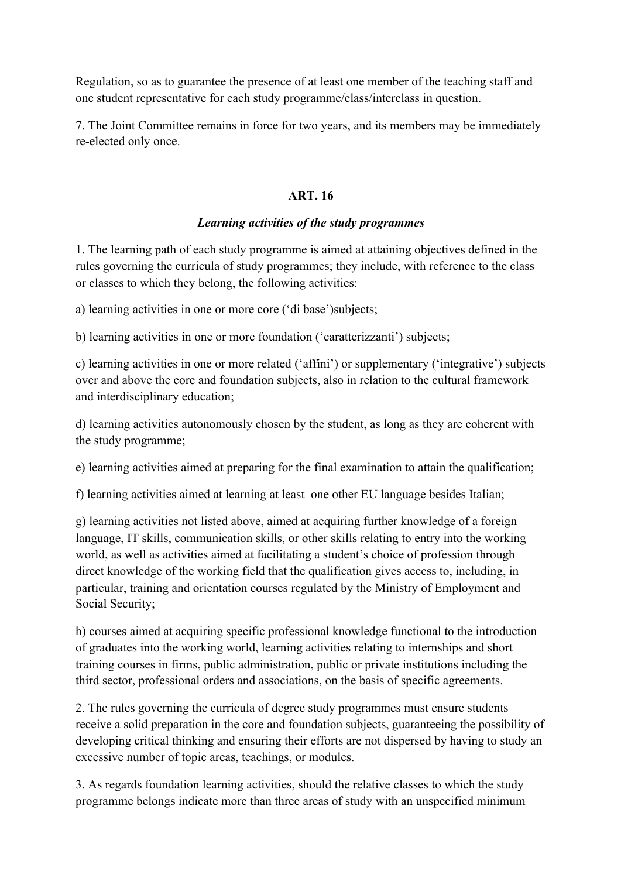Regulation, so as to guarantee the presence of at least one member of the teaching staff and one student representative for each study programme/class/interclass in question.

7. The Joint Committee remains in force for two years, and its members may be immediately re-elected only once.

## ART. 16

### *Learning activities of the study programmes*

1. The learning path of each study programme is aimed at attaining objectives defined in the rules governing the curricula of study programmes; they include, with reference to the class or classes to which they belong, the following activities:

a) learning activities in one or more core ('di base')subjects;

b) learning activities in one or more foundation ('caratterizzanti') subjects;

c) learning activities in one or more related ('affini') or supplementary ('integrative') subjects over and above the core and foundation subjects, also in relation to the cultural framework and interdisciplinary education;

d) learning activities autonomously chosen by the student, as long as they are coherent with the study programme;

e) learning activities aimed at preparing for the final examination to attain the qualification;

f) learning activities aimed at learning at least one other EU language besides Italian;

g) learning activities not listed above, aimed at acquiring further knowledge of a foreign language, IT skills, communication skills, or other skills relating to entry into the working world, as well as activities aimed at facilitating a student's choice of profession through direct knowledge of the working field that the qualification gives access to, including, in particular, training and orientation courses regulated by the Ministry of Employment and Social Security;

h) courses aimed at acquiring specific professional knowledge functional to the introduction of graduates into the working world, learning activities relating to internships and short training courses in firms, public administration, public or private institutions including the third sector, professional orders and associations, on the basis of specific agreements.

2. The rules governing the curricula of degree study programmes must ensure students receive a solid preparation in the core and foundation subjects, guaranteeing the possibility of developing critical thinking and ensuring their efforts are not dispersed by having to study an excessive number of topic areas, teachings, or modules.

3. As regards foundation learning activities, should the relative classes to which the study programme belongs indicate more than three areas of study with an unspecified minimum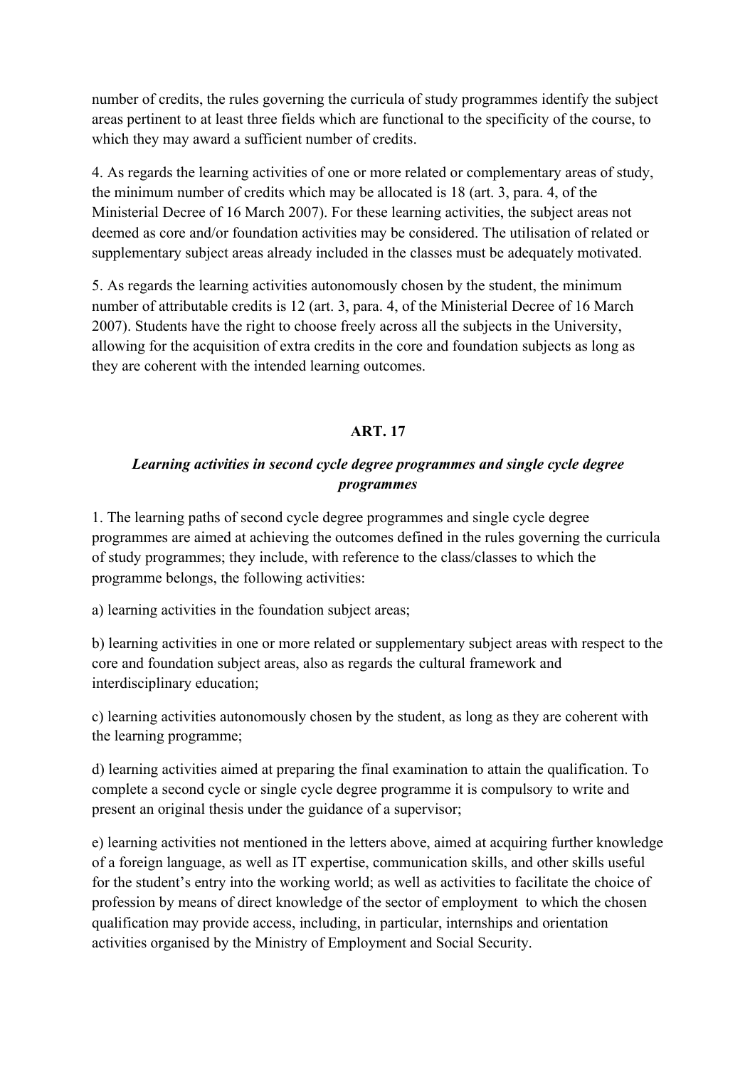number of credits, the rules governing the curricula of study programmes identify the subject areas pertinent to at least three fields which are functional to the specificity of the course, to which they may award a sufficient number of credits.

4. As regards the learning activities of one or more related or complementary areas of study, the minimum number of credits which may be allocated is 18 (art. 3, para. 4, of the Ministerial Decree of 16 March 2007). For these learning activities, the subject areas not deemed as core and/or foundation activities may be considered. The utilisation of related or supplementary subject areas already included in the classes must be adequately motivated.

5. As regards the learning activities autonomously chosen by the student, the minimum number of attributable credits is 12 (art. 3, para. 4, of the Ministerial Decree of 16 March 2007). Students have the right to choose freely across all the subjects in the University, allowing for the acquisition of extra credits in the core and foundation subjects as long as they are coherent with the intended learning outcomes.

### ART. 17

***Learning activities in second cycle degree programmes and single cycle degree programmes***

1. The learning paths of second cycle degree programmes and single cycle degree programmes are aimed at achieving the outcomes defined in the rules governing the curricula of study programmes; they include, with reference to the class/classes to which the programme belongs, the following activities:

a) learning activities in the foundation subject areas;

b) learning activities in one or more related or supplementary subject areas with respect to the core and foundation subject areas, also as regards the cultural framework and interdisciplinary education;

c) learning activities autonomously chosen by the student, as long as they are coherent with the learning programme;

d) learning activities aimed at preparing the final examination to attain the qualification. To complete a second cycle or single cycle degree programme it is compulsory to write and present an original thesis under the guidance of a supervisor;

e) learning activities not mentioned in the letters above, aimed at acquiring further knowledge of a foreign language, as well as IT expertise, communication skills, and other skills useful for the student's entry into the working world; as well as activities to facilitate the choice of profession by means of direct knowledge of the sector of employment to which the chosen qualification may provide access, including, in particular, internships and orientation activities organised by the Ministry of Employment and Social Security.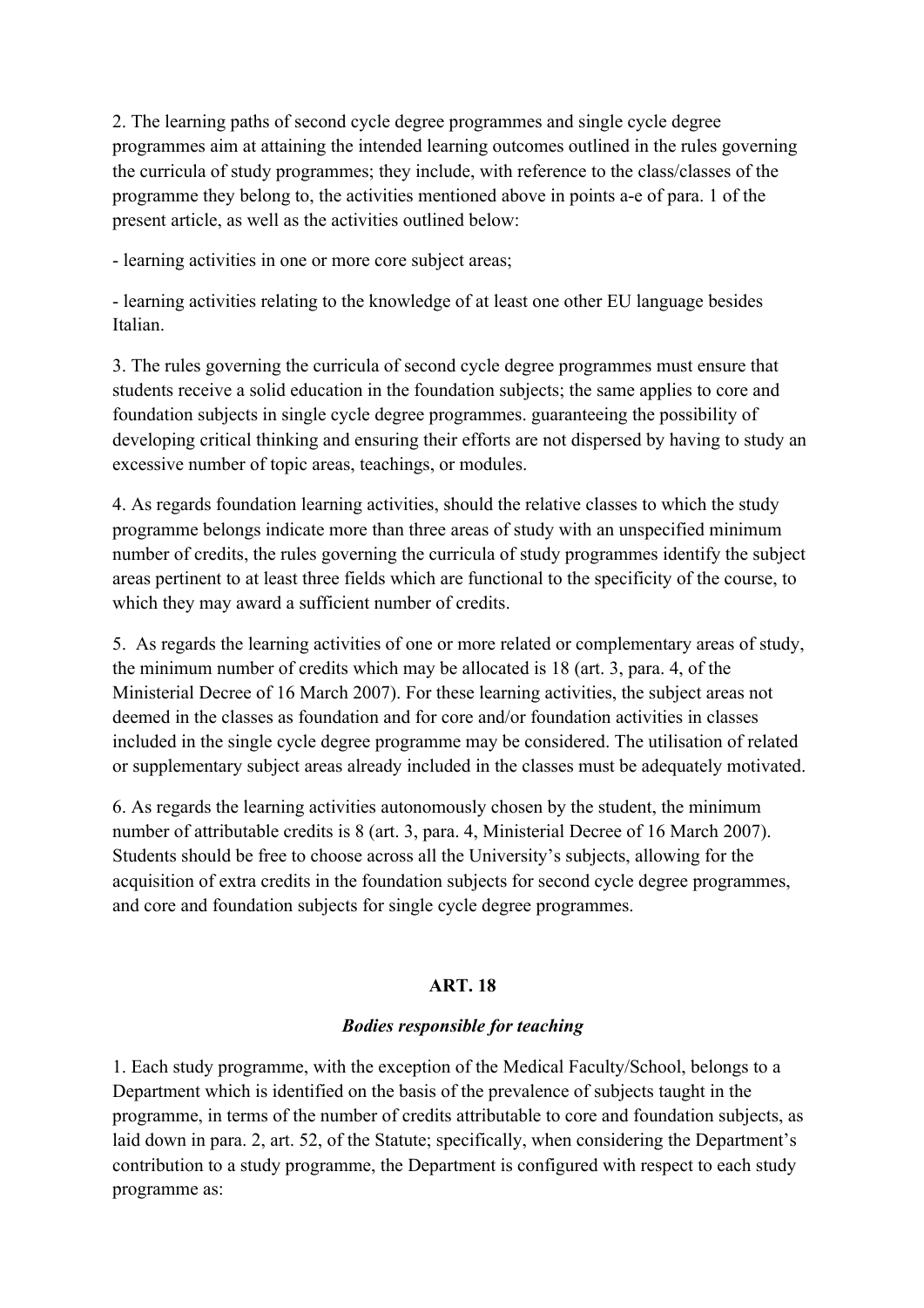2. The learning paths of second cycle degree programmes and single cycle degree programmes aim at attaining the intended learning outcomes outlined in the rules governing the curricula of study programmes; they include, with reference to the class/classes of the programme they belong to, the activities mentioned above in points a-e of para. 1 of the present article, as well as the activities outlined below:

- learning activities in one or more core subject areas;

- learning activities relating to the knowledge of at least one other EU language besides Italian.

3. The rules governing the curricula of second cycle degree programmes must ensure that students receive a solid education in the foundation subjects; the same applies to core and foundation subjects in single cycle degree programmes. guaranteeing the possibility of developing critical thinking and ensuring their efforts are not dispersed by having to study an excessive number of topic areas, teachings, or modules.

4. As regards foundation learning activities, should the relative classes to which the study programme belongs indicate more than three areas of study with an unspecified minimum number of credits, the rules governing the curricula of study programmes identify the subject areas pertinent to at least three fields which are functional to the specificity of the course, to which they may award a sufficient number of credits.

5. As regards the learning activities of one or more related or complementary areas of study, the minimum number of credits which may be allocated is 18 (art. 3, para. 4, of the Ministerial Decree of 16 March 2007). For these learning activities, the subject areas not deemed in the classes as foundation and for core and/or foundation activities in classes included in the single cycle degree programme may be considered. The utilisation of related or supplementary subject areas already included in the classes must be adequately motivated.

6. As regards the learning activities autonomously chosen by the student, the minimum number of attributable credits is 8 (art. 3, para. 4, Ministerial Decree of 16 March 2007). Students should be free to choose across all the University's subjects, allowing for the acquisition of extra credits in the foundation subjects for second cycle degree programmes, and core and foundation subjects for single cycle degree programmes.

## ART. 18

### *Bodies responsible for teaching*

1. Each study programme, with the exception of the Medical Faculty/School, belongs to a Department which is identified on the basis of the prevalence of subjects taught in the programme, in terms of the number of credits attributable to core and foundation subjects, as laid down in para. 2, art. 52, of the Statute; specifically, when considering the Department's contribution to a study programme, the Department is configured with respect to each study programme as: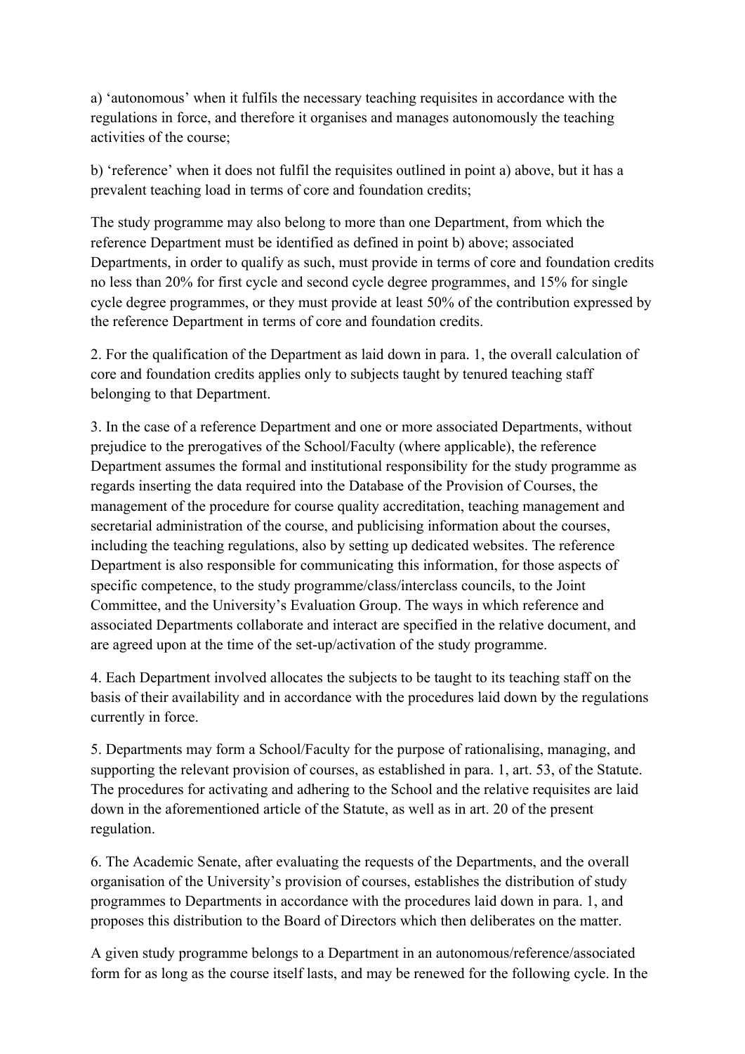a) ‘autonomous’ when it fulfils the necessary teaching requisites in accordance with the regulations in force, and therefore it organises and manages autonomously the teaching activities of the course;

b) ‘reference’ when it does not fulfil the requisites outlined in point a) above, but it has a prevalent teaching load in terms of core and foundation credits;

The study programme may also belong to more than one Department, from which the reference Department must be identified as defined in point b) above; associated Departments, in order to qualify as such, must provide in terms of core and foundation credits no less than 20% for first cycle and second cycle degree programmes, and 15% for single cycle degree programmes, or they must provide at least 50% of the contribution expressed by the reference Department in terms of core and foundation credits.

2. For the qualification of the Department as laid down in para. 1, the overall calculation of core and foundation credits applies only to subjects taught by tenured teaching staff belonging to that Department.

3. In the case of a reference Department and one or more associated Departments, without prejudice to the prerogatives of the School/Faculty (where applicable), the reference Department assumes the formal and institutional responsibility for the study programme as regards inserting the data required into the Database of the Provision of Courses, the management of the procedure for course quality accreditation, teaching management and secretarial administration of the course, and publicising information about the courses, including the teaching regulations, also by setting up dedicated websites. The reference Department is also responsible for communicating this information, for those aspects of specific competence, to the study programme/class/interclass councils, to the Joint Committee, and the University’s Evaluation Group. The ways in which reference and associated Departments collaborate and interact are specified in the relative document, and are agreed upon at the time of the set-up/activation of the study programme.

4. Each Department involved allocates the subjects to be taught to its teaching staff on the basis of their availability and in accordance with the procedures laid down by the regulations currently in force.

5. Departments may form a School/Faculty for the purpose of rationalising, managing, and supporting the relevant provision of courses, as established in para. 1, art. 53, of the Statute. The procedures for activating and adhering to the School and the relative requisites are laid down in the aforementioned article of the Statute, as well as in art. 20 of the present regulation.

6. The Academic Senate, after evaluating the requests of the Departments, and the overall organisation of the University’s provision of courses, establishes the distribution of study programmes to Departments in accordance with the procedures laid down in para. 1, and proposes this distribution to the Board of Directors which then deliberates on the matter.

A given study programme belongs to a Department in an autonomous/reference/associated form for as long as the course itself lasts, and may be renewed for the following cycle. In the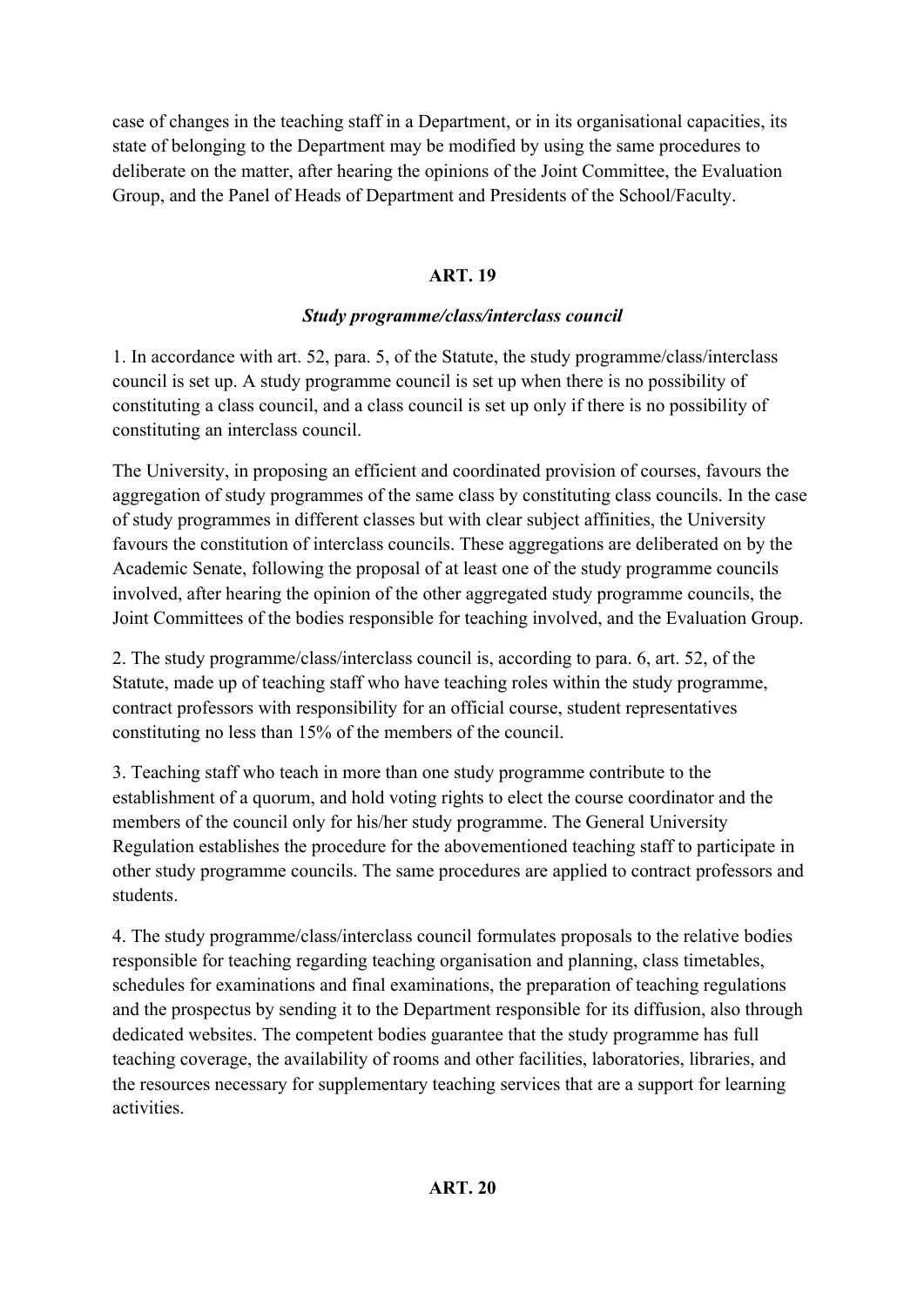case of changes in the teaching staff in a Department, or in its organisational capacities, its state of belonging to the Department may be modified by using the same procedures to deliberate on the matter, after hearing the opinions of the Joint Committee, the Evaluation Group, and the Panel of Heads of Department and Presidents of the School/Faculty.

## ART. 19

### *Study programme/class/interclass council*

1. In accordance with art. 52, para. 5, of the Statute, the study programme/class/interclass council is set up. A study programme council is set up when there is no possibility of constituting a class council, and a class council is set up only if there is no possibility of constituting an interclass council.

The University, in proposing an efficient and coordinated provision of courses, favours the aggregation of study programmes of the same class by constituting class councils. In the case of study programmes in different classes but with clear subject affinities, the University favours the constitution of interclass councils. These aggregations are deliberated on by the Academic Senate, following the proposal of at least one of the study programme councils involved, after hearing the opinion of the other aggregated study programme councils, the Joint Committees of the bodies responsible for teaching involved, and the Evaluation Group.

2. The study programme/class/interclass council is, according to para. 6, art. 52, of the Statute, made up of teaching staff who have teaching roles within the study programme, contract professors with responsibility for an official course, student representatives constituting no less than 15% of the members of the council.

3. Teaching staff who teach in more than one study programme contribute to the establishment of a quorum, and hold voting rights to elect the course coordinator and the members of the council only for his/her study programme. The General University Regulation establishes the procedure for the abovementioned teaching staff to participate in other study programme councils. The same procedures are applied to contract professors and students.

4. The study programme/class/interclass council formulates proposals to the relative bodies responsible for teaching regarding teaching organisation and planning, class timetables, schedules for examinations and final examinations, the preparation of teaching regulations and the prospectus by sending it to the Department responsible for its diffusion, also through dedicated websites. The competent bodies guarantee that the study programme has full teaching coverage, the availability of rooms and other facilities, laboratories, libraries, and the resources necessary for supplementary teaching services that are a support for learning activities.

## ART. 20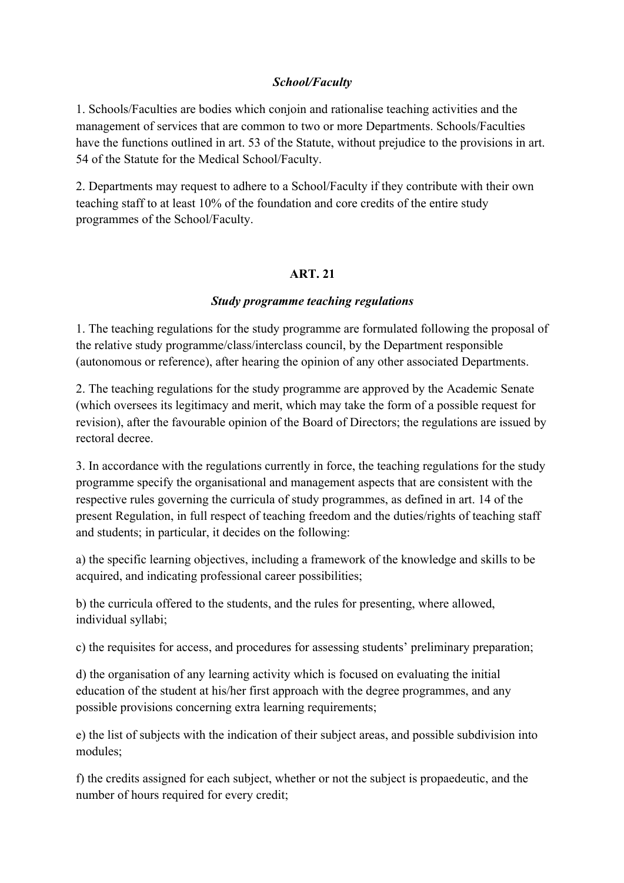### *School/Faculty*

1. Schools/Faculties are bodies which conjoin and rationalise teaching activities and the management of services that are common to two or more Departments. Schools/Faculties have the functions outlined in art. 53 of the Statute, without prejudice to the provisions in art. 54 of the Statute for the Medical School/Faculty.

2. Departments may request to adhere to a School/Faculty if they contribute with their own teaching staff to at least 10% of the foundation and core credits of the entire study programmes of the School/Faculty.

## ART. 21

### *Study programme teaching regulations*

1. The teaching regulations for the study programme are formulated following the proposal of the relative study programme/class/interclass council, by the Department responsible (autonomous or reference), after hearing the opinion of any other associated Departments.

2. The teaching regulations for the study programme are approved by the Academic Senate (which oversees its legitimacy and merit, which may take the form of a possible request for revision), after the favourable opinion of the Board of Directors; the regulations are issued by rectoral decree.

3. In accordance with the regulations currently in force, the teaching regulations for the study programme specify the organisational and management aspects that are consistent with the respective rules governing the curricula of study programmes, as defined in art. 14 of the present Regulation, in full respect of teaching freedom and the duties/rights of teaching staff and students; in particular, it decides on the following:

a) the specific learning objectives, including a framework of the knowledge and skills to be acquired, and indicating professional career possibilities;

b) the curricula offered to the students, and the rules for presenting, where allowed, individual syllabi;

c) the requisites for access, and procedures for assessing students' preliminary preparation;

d) the organisation of any learning activity which is focused on evaluating the initial education of the student at his/her first approach with the degree programmes, and any possible provisions concerning extra learning requirements;

e) the list of subjects with the indication of their subject areas, and possible subdivision into modules;

f) the credits assigned for each subject, whether or not the subject is propaedeutic, and the number of hours required for every credit;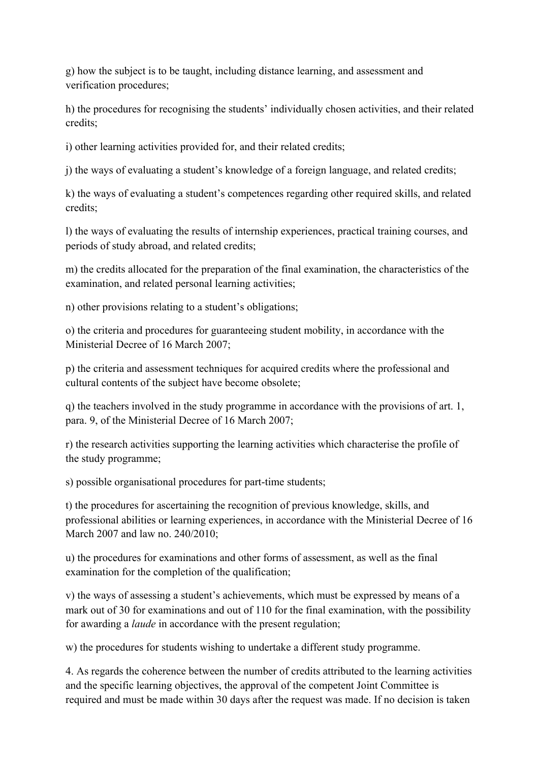g) how the subject is to be taught, including distance learning, and assessment and verification procedures;

h) the procedures for recognising the students' individually chosen activities, and their related credits;

i) other learning activities provided for, and their related credits;

j) the ways of evaluating a student's knowledge of a foreign language, and related credits;

k) the ways of evaluating a student's competences regarding other required skills, and related credits;

l) the ways of evaluating the results of internship experiences, practical training courses, and periods of study abroad, and related credits;

m) the credits allocated for the preparation of the final examination, the characteristics of the examination, and related personal learning activities;

n) other provisions relating to a student's obligations;

o) the criteria and procedures for guaranteeing student mobility, in accordance with the Ministerial Decree of 16 March 2007;

p) the criteria and assessment techniques for acquired credits where the professional and cultural contents of the subject have become obsolete;

q) the teachers involved in the study programme in accordance with the provisions of art. 1, para. 9, of the Ministerial Decree of 16 March 2007;

r) the research activities supporting the learning activities which characterise the profile of the study programme;

s) possible organisational procedures for part-time students;

t) the procedures for ascertaining the recognition of previous knowledge, skills, and professional abilities or learning experiences, in accordance with the Ministerial Decree of 16 March 2007 and law no. 240/2010;

u) the procedures for examinations and other forms of assessment, as well as the final examination for the completion of the qualification;

v) the ways of assessing a student's achievements, which must be expressed by means of a mark out of 30 for examinations and out of 110 for the final examination, with the possibility for awarding a *laude* in accordance with the present regulation;

w) the procedures for students wishing to undertake a different study programme.

4. As regards the coherence between the number of credits attributed to the learning activities and the specific learning objectives, the approval of the competent Joint Committee is required and must be made within 30 days after the request was made. If no decision is taken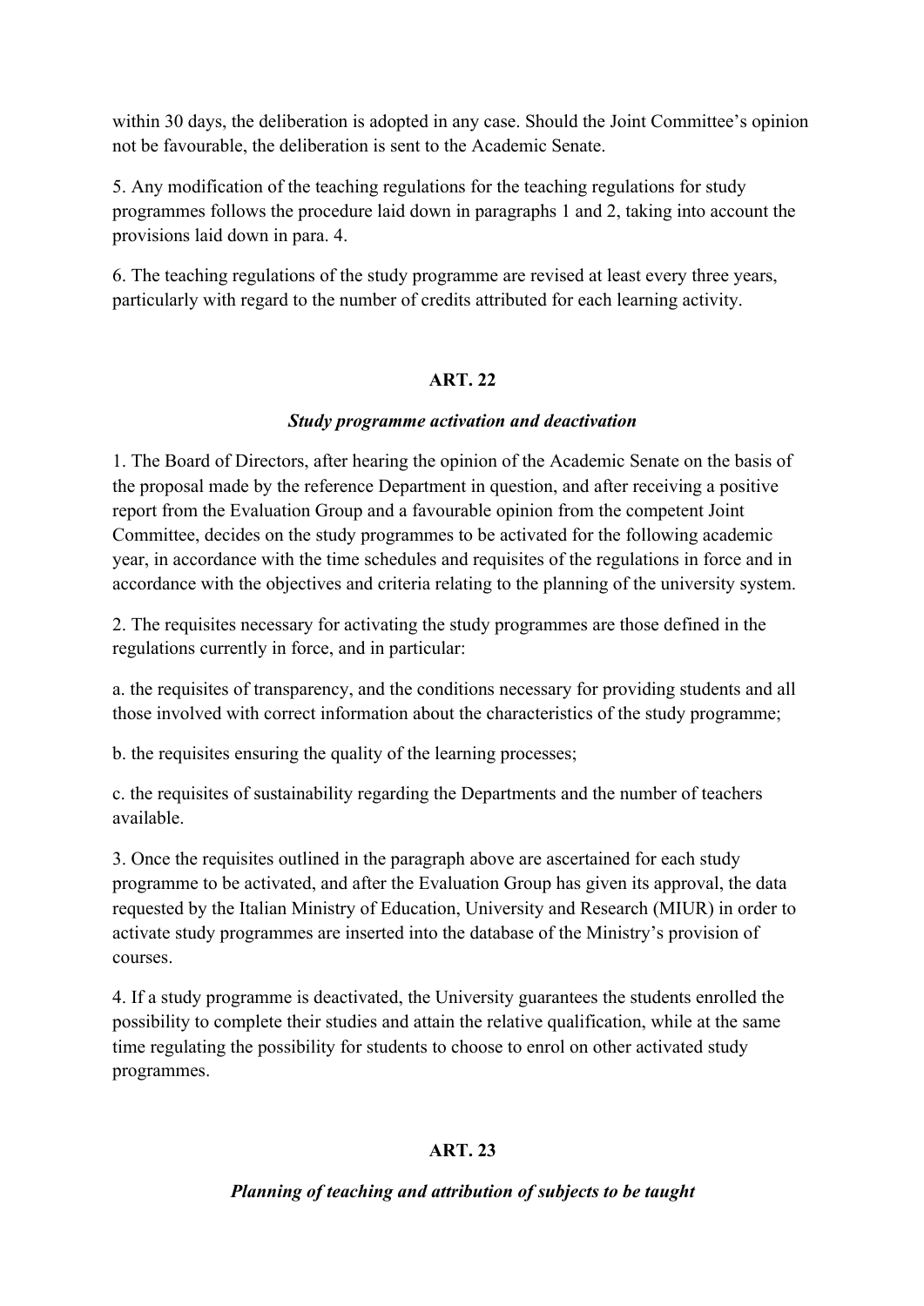within 30 days, the deliberation is adopted in any case. Should the Joint Committee's opinion not be favourable, the deliberation is sent to the Academic Senate.

5. Any modification of the teaching regulations for the teaching regulations for study programmes follows the procedure laid down in paragraphs 1 and 2, taking into account the provisions laid down in para. 4.

6. The teaching regulations of the study programme are revised at least every three years, particularly with regard to the number of credits attributed for each learning activity.

## ART. 22

### *Study programme activation and deactivation*

1. The Board of Directors, after hearing the opinion of the Academic Senate on the basis of the proposal made by the reference Department in question, and after receiving a positive report from the Evaluation Group and a favourable opinion from the competent Joint Committee, decides on the study programmes to be activated for the following academic year, in accordance with the time schedules and requisites of the regulations in force and in accordance with the objectives and criteria relating to the planning of the university system.

2. The requisites necessary for activating the study programmes are those defined in the regulations currently in force, and in particular:

a. the requisites of transparency, and the conditions necessary for providing students and all those involved with correct information about the characteristics of the study programme;

b. the requisites ensuring the quality of the learning processes;

c. the requisites of sustainability regarding the Departments and the number of teachers available.

3. Once the requisites outlined in the paragraph above are ascertained for each study programme to be activated, and after the Evaluation Group has given its approval, the data requested by the Italian Ministry of Education, University and Research (MIUR) in order to activate study programmes are inserted into the database of the Ministry's provision of courses.

4. If a study programme is deactivated, the University guarantees the students enrolled the possibility to complete their studies and attain the relative qualification, while at the same time regulating the possibility for students to choose to enrol on other activated study programmes.

## ART. 23

### *Planning of teaching and attribution of subjects to be taught*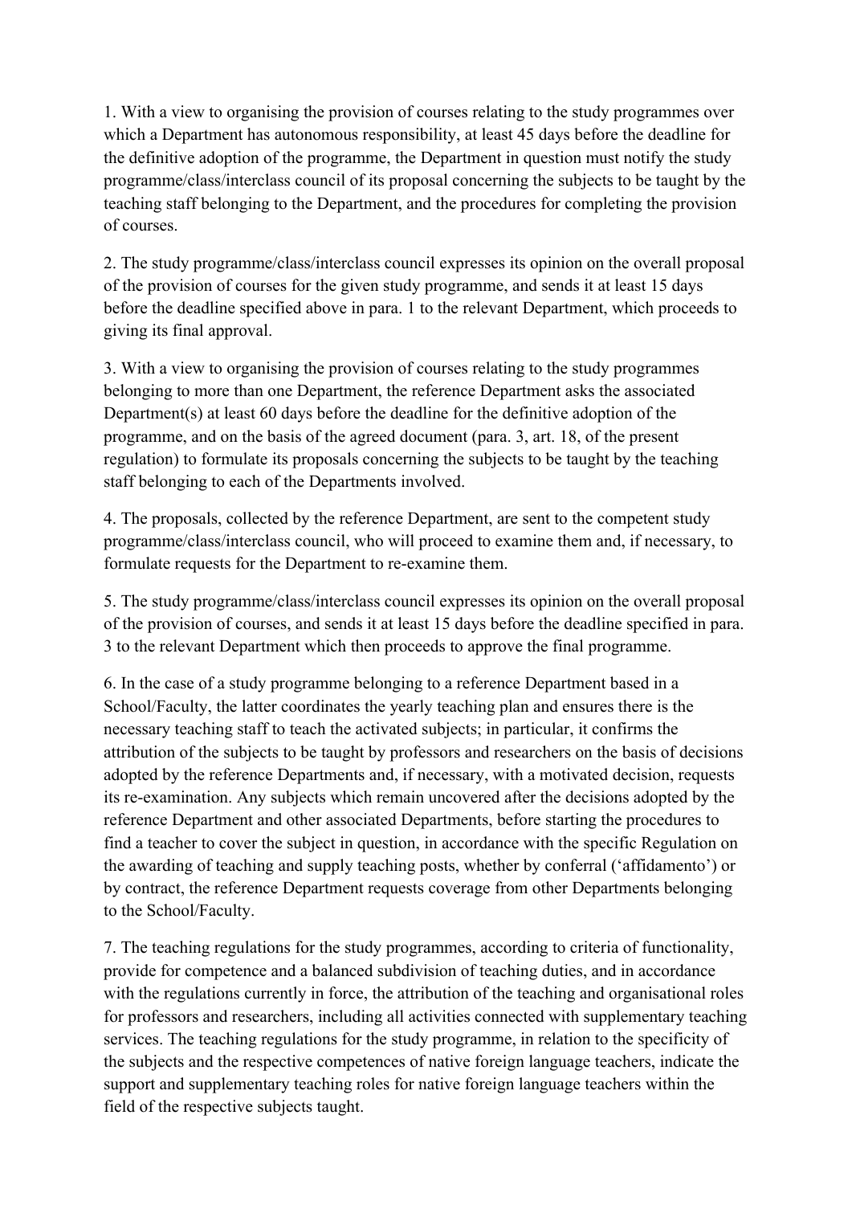1. With a view to organising the provision of courses relating to the study programmes over which a Department has autonomous responsibility, at least 45 days before the deadline for the definitive adoption of the programme, the Department in question must notify the study programme/class/interclass council of its proposal concerning the subjects to be taught by the teaching staff belonging to the Department, and the procedures for completing the provision of courses.

2. The study programme/class/interclass council expresses its opinion on the overall proposal of the provision of courses for the given study programme, and sends it at least 15 days before the deadline specified above in para. 1 to the relevant Department, which proceeds to giving its final approval.

3. With a view to organising the provision of courses relating to the study programmes belonging to more than one Department, the reference Department asks the associated Department(s) at least 60 days before the deadline for the definitive adoption of the programme, and on the basis of the agreed document (para. 3, art. 18, of the present regulation) to formulate its proposals concerning the subjects to be taught by the teaching staff belonging to each of the Departments involved.

4. The proposals, collected by the reference Department, are sent to the competent study programme/class/interclass council, who will proceed to examine them and, if necessary, to formulate requests for the Department to re-examine them.

5. The study programme/class/interclass council expresses its opinion on the overall proposal of the provision of courses, and sends it at least 15 days before the deadline specified in para. 3 to the relevant Department which then proceeds to approve the final programme.

6. In the case of a study programme belonging to a reference Department based in a School/Faculty, the latter coordinates the yearly teaching plan and ensures there is the necessary teaching staff to teach the activated subjects; in particular, it confirms the attribution of the subjects to be taught by professors and researchers on the basis of decisions adopted by the reference Departments and, if necessary, with a motivated decision, requests its re-examination. Any subjects which remain uncovered after the decisions adopted by the reference Department and other associated Departments, before starting the procedures to find a teacher to cover the subject in question, in accordance with the specific Regulation on the awarding of teaching and supply teaching posts, whether by conferral ('affidamento') or by contract, the reference Department requests coverage from other Departments belonging to the School/Faculty.

7. The teaching regulations for the study programmes, according to criteria of functionality, provide for competence and a balanced subdivision of teaching duties, and in accordance with the regulations currently in force, the attribution of the teaching and organisational roles for professors and researchers, including all activities connected with supplementary teaching services. The teaching regulations for the study programme, in relation to the specificity of the subjects and the respective competences of native foreign language teachers, indicate the support and supplementary teaching roles for native foreign language teachers within the field of the respective subjects taught.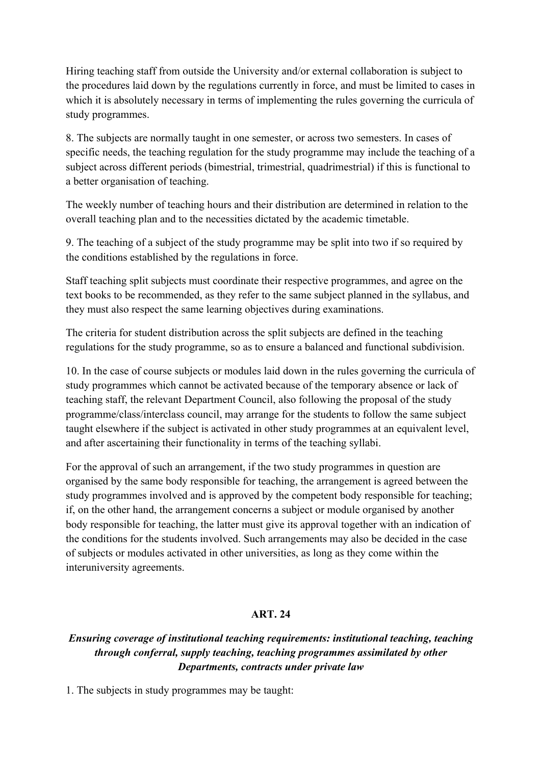Hiring teaching staff from outside the University and/or external collaboration is subject to the procedures laid down by the regulations currently in force, and must be limited to cases in which it is absolutely necessary in terms of implementing the rules governing the curricula of study programmes.

8. The subjects are normally taught in one semester, or across two semesters. In cases of specific needs, the teaching regulation for the study programme may include the teaching of a subject across different periods (bimestrial, trimestrial, quadrimestrial) if this is functional to a better organisation of teaching.

The weekly number of teaching hours and their distribution are determined in relation to the overall teaching plan and to the necessities dictated by the academic timetable.

9. The teaching of a subject of the study programme may be split into two if so required by the conditions established by the regulations in force.

Staff teaching split subjects must coordinate their respective programmes, and agree on the text books to be recommended, as they refer to the same subject planned in the syllabus, and they must also respect the same learning objectives during examinations.

The criteria for student distribution across the split subjects are defined in the teaching regulations for the study programme, so as to ensure a balanced and functional subdivision.

10. In the case of course subjects or modules laid down in the rules governing the curricula of study programmes which cannot be activated because of the temporary absence or lack of teaching staff, the relevant Department Council, also following the proposal of the study programme/class/interclass council, may arrange for the students to follow the same subject taught elsewhere if the subject is activated in other study programmes at an equivalent level, and after ascertaining their functionality in terms of the teaching syllabi.

For the approval of such an arrangement, if the two study programmes in question are organised by the same body responsible for teaching, the arrangement is agreed between the study programmes involved and is approved by the competent body responsible for teaching; if, on the other hand, the arrangement concerns a subject or module organised by another body responsible for teaching, the latter must give its approval together with an indication of the conditions for the students involved. Such arrangements may also be decided in the case of subjects or modules activated in other universities, as long as they come within the interuniversity agreements.

## ART. 24

### *Ensuring coverage of institutional teaching requirements: institutional teaching, teaching through conferral, supply teaching, teaching programmes assimilated by other Departments, contracts under private law*

1. The subjects in study programmes may be taught: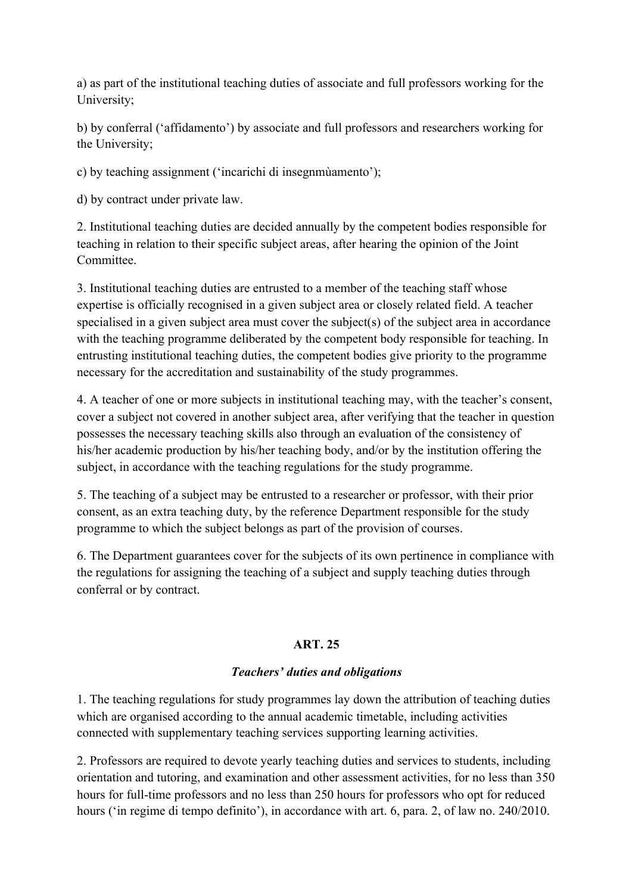a) as part of the institutional teaching duties of associate and full professors working for the University;

b) by conferral ('affidamento') by associate and full professors and researchers working for the University;

c) by teaching assignment ('incarichi di insegnmùamento');

d) by contract under private law.

2. Institutional teaching duties are decided annually by the competent bodies responsible for teaching in relation to their specific subject areas, after hearing the opinion of the Joint Committee.

3. Institutional teaching duties are entrusted to a member of the teaching staff whose expertise is officially recognised in a given subject area or closely related field. A teacher specialised in a given subject area must cover the subject(s) of the subject area in accordance with the teaching programme deliberated by the competent body responsible for teaching. In entrusting institutional teaching duties, the competent bodies give priority to the programme necessary for the accreditation and sustainability of the study programmes.

4. A teacher of one or more subjects in institutional teaching may, with the teacher's consent, cover a subject not covered in another subject area, after verifying that the teacher in question possesses the necessary teaching skills also through an evaluation of the consistency of his/her academic production by his/her teaching body, and/or by the institution offering the subject, in accordance with the teaching regulations for the study programme.

5. The teaching of a subject may be entrusted to a researcher or professor, with their prior consent, as an extra teaching duty, by the reference Department responsible for the study programme to which the subject belongs as part of the provision of courses.

6. The Department guarantees cover for the subjects of its own pertinence in compliance with the regulations for assigning the teaching of a subject and supply teaching duties through conferral or by contract.

## ART. 25

### *Teachers' duties and obligations*

1. The teaching regulations for study programmes lay down the attribution of teaching duties which are organised according to the annual academic timetable, including activities connected with supplementary teaching services supporting learning activities.

2. Professors are required to devote yearly teaching duties and services to students, including orientation and tutoring, and examination and other assessment activities, for no less than 350 hours for full-time professors and no less than 250 hours for professors who opt for reduced hours ('in regime di tempo definito'), in accordance with art. 6, para. 2, of law no. 240/2010.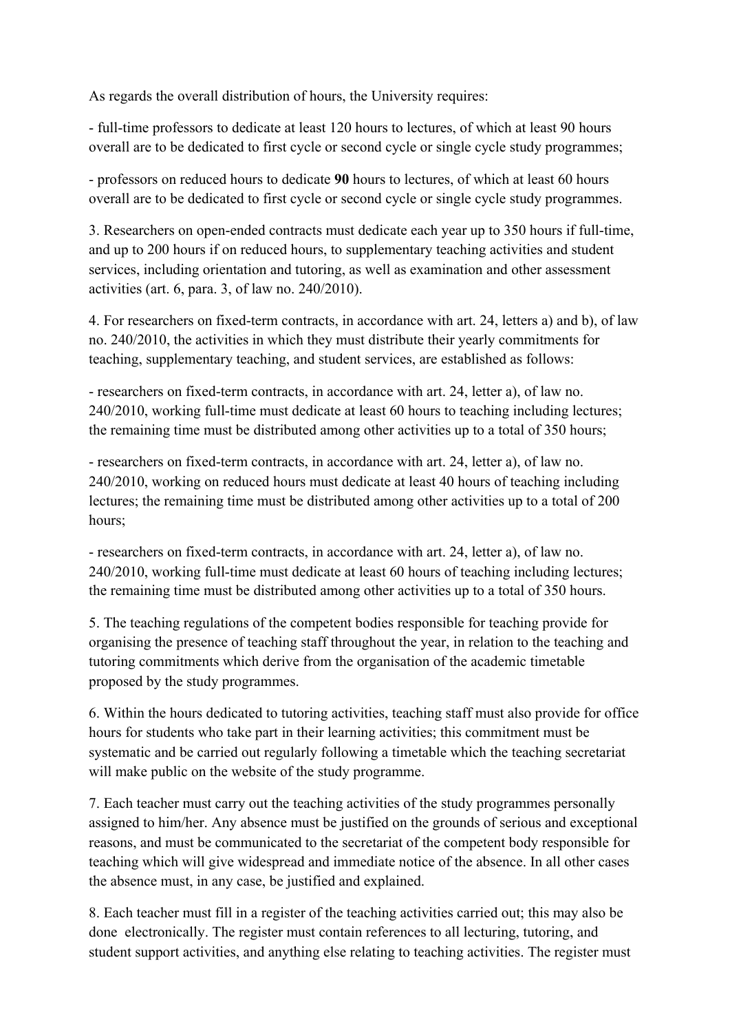As regards the overall distribution of hours, the University requires:

- full-time professors to dedicate at least 120 hours to lectures, of which at least 90 hours overall are to be dedicated to first cycle or second cycle or single cycle study programmes;

- professors on reduced hours to dedicate **90** hours to lectures, of which at least 60 hours overall are to be dedicated to first cycle or second cycle or single cycle study programmes.

3. Researchers on open-ended contracts must dedicate each year up to 350 hours if full-time, and up to 200 hours if on reduced hours, to supplementary teaching activities and student services, including orientation and tutoring, as well as examination and other assessment activities (art. 6, para. 3, of law no. 240/2010).

4. For researchers on fixed-term contracts, in accordance with art. 24, letters a) and b), of law no. 240/2010, the activities in which they must distribute their yearly commitments for teaching, supplementary teaching, and student services, are established as follows:

- researchers on fixed-term contracts, in accordance with art. 24, letter a), of law no. 240/2010, working full-time must dedicate at least 60 hours to teaching including lectures; the remaining time must be distributed among other activities up to a total of 350 hours;

- researchers on fixed-term contracts, in accordance with art. 24, letter a), of law no. 240/2010, working on reduced hours must dedicate at least 40 hours of teaching including lectures; the remaining time must be distributed among other activities up to a total of 200 hours;

- researchers on fixed-term contracts, in accordance with art. 24, letter a), of law no. 240/2010, working full-time must dedicate at least 60 hours of teaching including lectures; the remaining time must be distributed among other activities up to a total of 350 hours.

5. The teaching regulations of the competent bodies responsible for teaching provide for organising the presence of teaching staff throughout the year, in relation to the teaching and tutoring commitments which derive from the organisation of the academic timetable proposed by the study programmes.

6. Within the hours dedicated to tutoring activities, teaching staff must also provide for office hours for students who take part in their learning activities; this commitment must be systematic and be carried out regularly following a timetable which the teaching secretariat will make public on the website of the study programme.

7. Each teacher must carry out the teaching activities of the study programmes personally assigned to him/her. Any absence must be justified on the grounds of serious and exceptional reasons, and must be communicated to the secretariat of the competent body responsible for teaching which will give widespread and immediate notice of the absence. In all other cases the absence must, in any case, be justified and explained.

8. Each teacher must fill in a register of the teaching activities carried out; this may also be done electronically. The register must contain references to all lecturing, tutoring, and student support activities, and anything else relating to teaching activities. The register must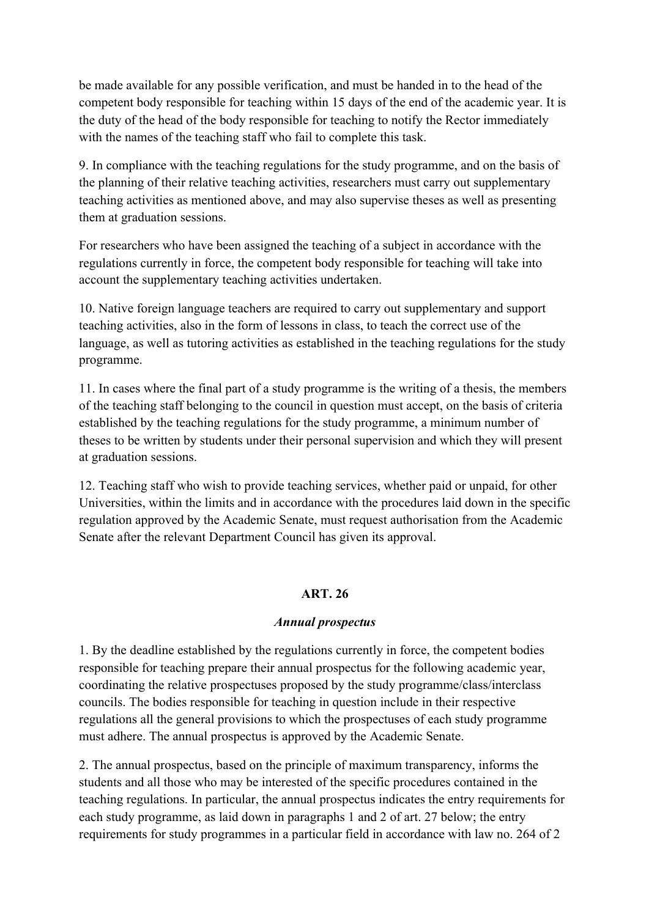be made available for any possible verification, and must be handed in to the head of the competent body responsible for teaching within 15 days of the end of the academic year. It is the duty of the head of the body responsible for teaching to notify the Rector immediately with the names of the teaching staff who fail to complete this task.

9. In compliance with the teaching regulations for the study programme, and on the basis of the planning of their relative teaching activities, researchers must carry out supplementary teaching activities as mentioned above, and may also supervise theses as well as presenting them at graduation sessions.

For researchers who have been assigned the teaching of a subject in accordance with the regulations currently in force, the competent body responsible for teaching will take into account the supplementary teaching activities undertaken.

10. Native foreign language teachers are required to carry out supplementary and support teaching activities, also in the form of lessons in class, to teach the correct use of the language, as well as tutoring activities as established in the teaching regulations for the study programme.

11. In cases where the final part of a study programme is the writing of a thesis, the members of the teaching staff belonging to the council in question must accept, on the basis of criteria established by the teaching regulations for the study programme, a minimum number of theses to be written by students under their personal supervision and which they will present at graduation sessions.

12. Teaching staff who wish to provide teaching services, whether paid or unpaid, for other Universities, within the limits and in accordance with the procedures laid down in the specific regulation approved by the Academic Senate, must request authorisation from the Academic Senate after the relevant Department Council has given its approval.

## ART. 26

### *Annual prospectus*

1. By the deadline established by the regulations currently in force, the competent bodies responsible for teaching prepare their annual prospectus for the following academic year, coordinating the relative prospectuses proposed by the study programme/class/interclass councils. The bodies responsible for teaching in question include in their respective regulations all the general provisions to which the prospectuses of each study programme must adhere. The annual prospectus is approved by the Academic Senate.

2. The annual prospectus, based on the principle of maximum transparency, informs the students and all those who may be interested of the specific procedures contained in the teaching regulations. In particular, the annual prospectus indicates the entry requirements for each study programme, as laid down in paragraphs 1 and 2 of art. 27 below; the entry requirements for study programmes in a particular field in accordance with law no. 264 of 2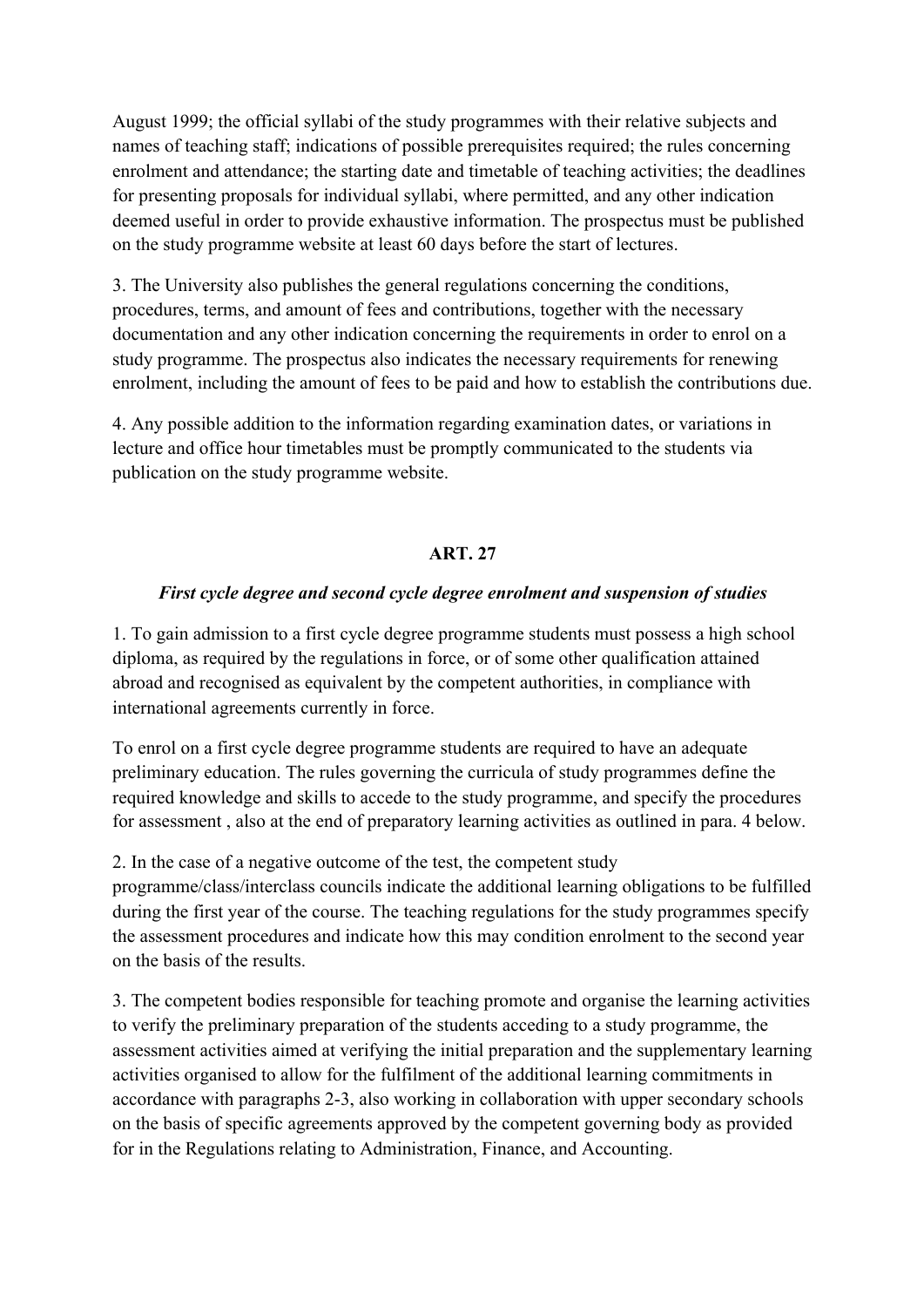August 1999; the official syllabi of the study programmes with their relative subjects and names of teaching staff; indications of possible prerequisites required; the rules concerning enrolment and attendance; the starting date and timetable of teaching activities; the deadlines for presenting proposals for individual syllabi, where permitted, and any other indication deemed useful in order to provide exhaustive information. The prospectus must be published on the study programme website at least 60 days before the start of lectures.

3. The University also publishes the general regulations concerning the conditions, procedures, terms, and amount of fees and contributions, together with the necessary documentation and any other indication concerning the requirements in order to enrol on a study programme. The prospectus also indicates the necessary requirements for renewing enrolment, including the amount of fees to be paid and how to establish the contributions due.

4. Any possible addition to the information regarding examination dates, or variations in lecture and office hour timetables must be promptly communicated to the students via publication on the study programme website.

## ART. 27

***First cycle degree and second cycle degree enrolment and suspension of studies***

1. To gain admission to a first cycle degree programme students must possess a high school diploma, as required by the regulations in force, or of some other qualification attained abroad and recognised as equivalent by the competent authorities, in compliance with international agreements currently in force.

To enrol on a first cycle degree programme students are required to have an adequate preliminary education. The rules governing the curricula of study programmes define the required knowledge and skills to accede to the study programme, and specify the procedures for assessment , also at the end of preparatory learning activities as outlined in para. 4 below.

2. In the case of a negative outcome of the test, the competent study programme/class/interclass councils indicate the additional learning obligations to be fulfilled during the first year of the course. The teaching regulations for the study programmes specify the assessment procedures and indicate how this may condition enrolment to the second year on the basis of the results.

3. The competent bodies responsible for teaching promote and organise the learning activities to verify the preliminary preparation of the students acceding to a study programme, the assessment activities aimed at verifying the initial preparation and the supplementary learning activities organised to allow for the fulfilment of the additional learning commitments in accordance with paragraphs 2-3, also working in collaboration with upper secondary schools on the basis of specific agreements approved by the competent governing body as provided for in the Regulations relating to Administration, Finance, and Accounting.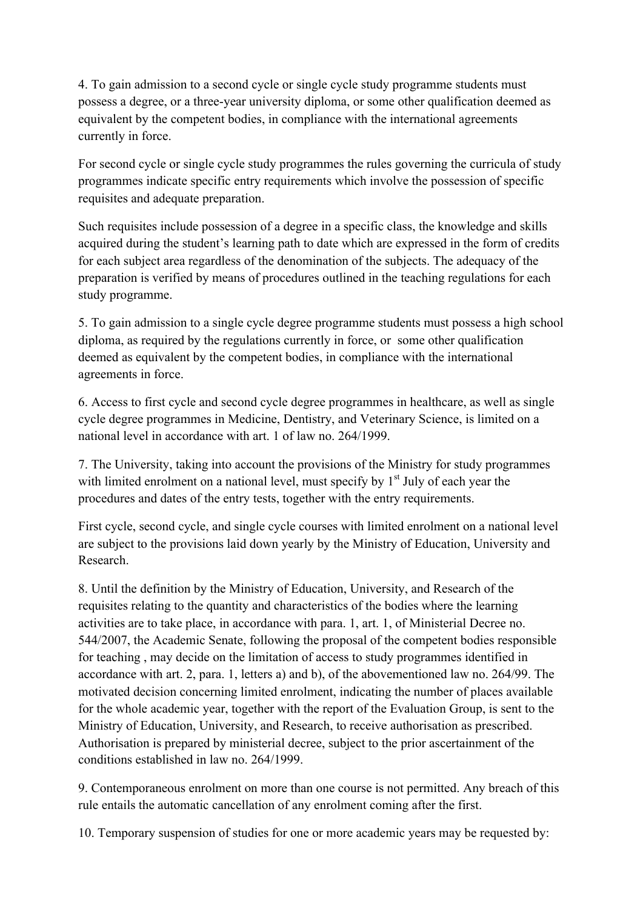4. To gain admission to a second cycle or single cycle study programme students must possess a degree, or a three-year university diploma, or some other qualification deemed as equivalent by the competent bodies, in compliance with the international agreements currently in force.

For second cycle or single cycle study programmes the rules governing the curricula of study programmes indicate specific entry requirements which involve the possession of specific requisites and adequate preparation.

Such requisites include possession of a degree in a specific class, the knowledge and skills acquired during the student's learning path to date which are expressed in the form of credits for each subject area regardless of the denomination of the subjects. The adequacy of the preparation is verified by means of procedures outlined in the teaching regulations for each study programme.

5. To gain admission to a single cycle degree programme students must possess a high school diploma, as required by the regulations currently in force, or some other qualification deemed as equivalent by the competent bodies, in compliance with the international agreements in force.

6. Access to first cycle and second cycle degree programmes in healthcare, as well as single cycle degree programmes in Medicine, Dentistry, and Veterinary Science, is limited on a national level in accordance with art. 1 of law no. 264/1999.

7. The University, taking into account the provisions of the Ministry for study programmes with limited enrolment on a national level, must specify by 1st July of each year the procedures and dates of the entry tests, together with the entry requirements.

First cycle, second cycle, and single cycle courses with limited enrolment on a national level are subject to the provisions laid down yearly by the Ministry of Education, University and Research.

8. Until the definition by the Ministry of Education, University, and Research of the requisites relating to the quantity and characteristics of the bodies where the learning activities are to take place, in accordance with para. 1, art. 1, of Ministerial Decree no. 544/2007, the Academic Senate, following the proposal of the competent bodies responsible for teaching , may decide on the limitation of access to study programmes identified in accordance with art. 2, para. 1, letters a) and b), of the abovementioned law no. 264/99. The motivated decision concerning limited enrolment, indicating the number of places available for the whole academic year, together with the report of the Evaluation Group, is sent to the Ministry of Education, University, and Research, to receive authorisation as prescribed. Authorisation is prepared by ministerial decree, subject to the prior ascertainment of the conditions established in law no. 264/1999.

9. Contemporaneous enrolment on more than one course is not permitted. Any breach of this rule entails the automatic cancellation of any enrolment coming after the first.

10. Temporary suspension of studies for one or more academic years may be requested by: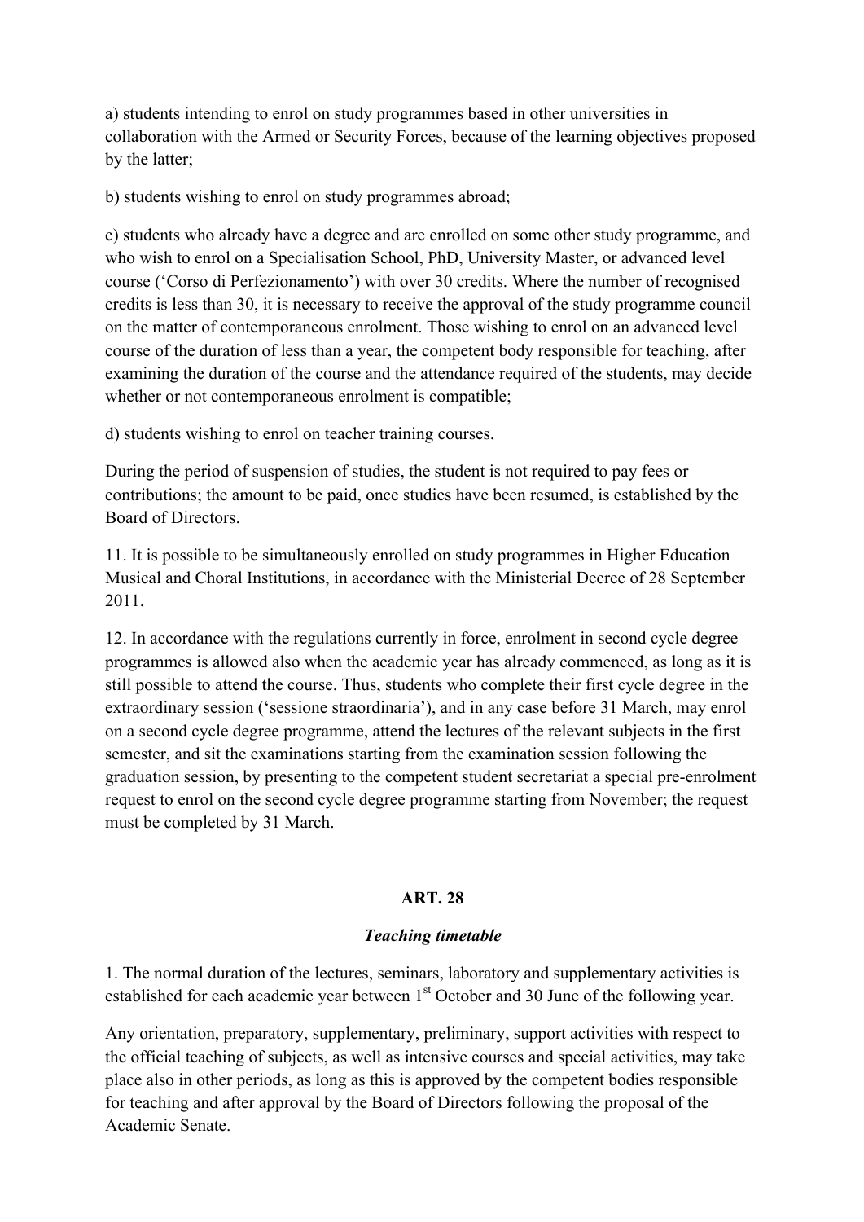a) students intending to enrol on study programmes based in other universities in collaboration with the Armed or Security Forces, because of the learning objectives proposed by the latter;

b) students wishing to enrol on study programmes abroad;

c) students who already have a degree and are enrolled on some other study programme, and who wish to enrol on a Specialisation School, PhD, University Master, or advanced level course ('Corso di Perfezionamento') with over 30 credits. Where the number of recognised credits is less than 30, it is necessary to receive the approval of the study programme council on the matter of contemporaneous enrolment. Those wishing to enrol on an advanced level course of the duration of less than a year, the competent body responsible for teaching, after examining the duration of the course and the attendance required of the students, may decide whether or not contemporaneous enrolment is compatible;

d) students wishing to enrol on teacher training courses.

During the period of suspension of studies, the student is not required to pay fees or contributions; the amount to be paid, once studies have been resumed, is established by the Board of Directors.

11. It is possible to be simultaneously enrolled on study programmes in Higher Education Musical and Choral Institutions, in accordance with the Ministerial Decree of 28 September 2011.

12. In accordance with the regulations currently in force, enrolment in second cycle degree programmes is allowed also when the academic year has already commenced, as long as it is still possible to attend the course. Thus, students who complete their first cycle degree in the extraordinary session ('sessione straordinaria'), and in any case before 31 March, may enrol on a second cycle degree programme, attend the lectures of the relevant subjects in the first semester, and sit the examinations starting from the examination session following the graduation session, by presenting to the competent student secretariat a special pre-enrolment request to enrol on the second cycle degree programme starting from November; the request must be completed by 31 March.

## ART. 28

### *Teaching timetable*

1. The normal duration of the lectures, seminars, laboratory and supplementary activities is established for each academic year between 1st October and 30 June of the following year.

Any orientation, preparatory, supplementary, preliminary, support activities with respect to the official teaching of subjects, as well as intensive courses and special activities, may take place also in other periods, as long as this is approved by the competent bodies responsible for teaching and after approval by the Board of Directors following the proposal of the Academic Senate.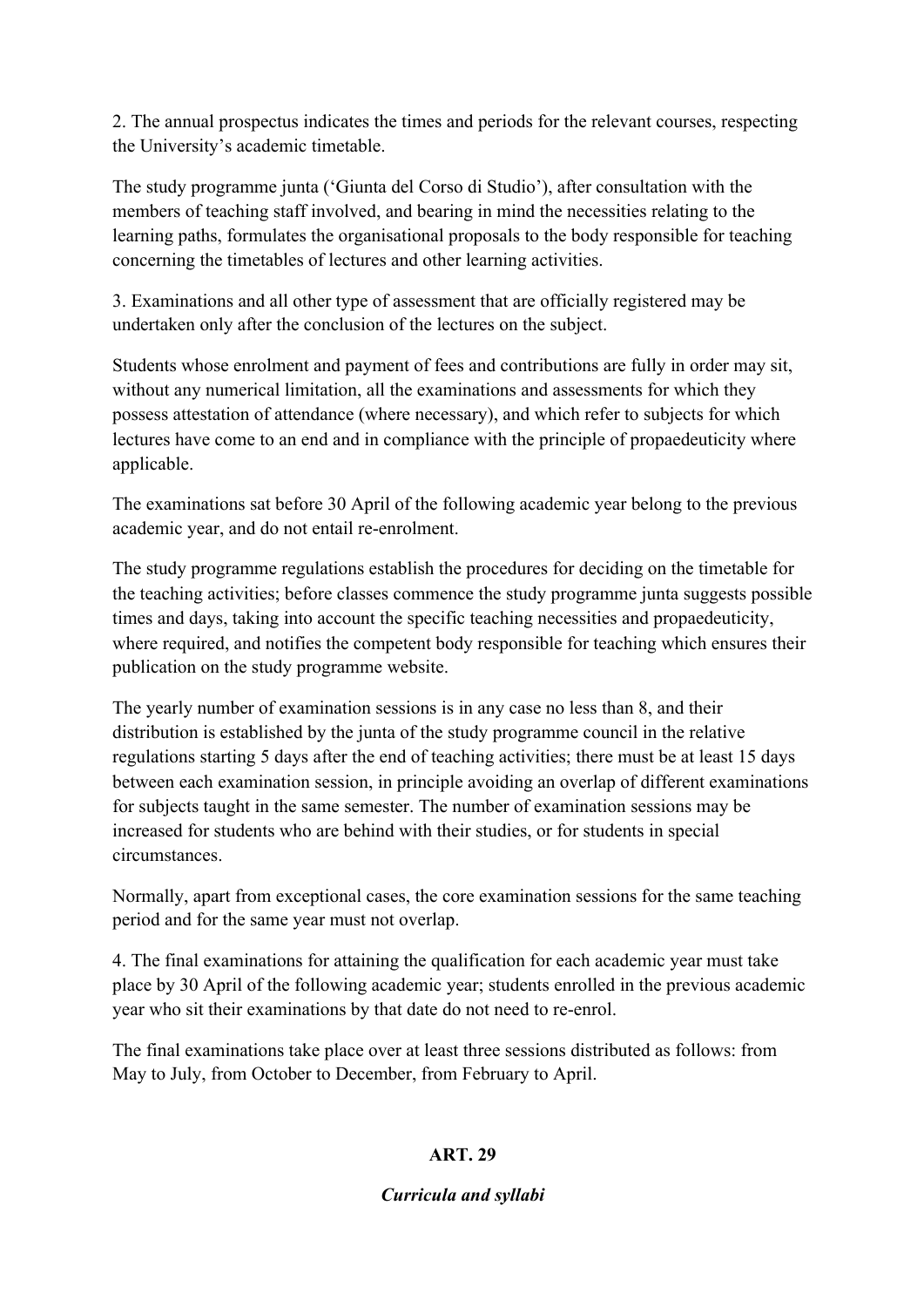2. The annual prospectus indicates the times and periods for the relevant courses, respecting the University's academic timetable.

The study programme junta ('Giunta del Corso di Studio'), after consultation with the members of teaching staff involved, and bearing in mind the necessities relating to the learning paths, formulates the organisational proposals to the body responsible for teaching concerning the timetables of lectures and other learning activities.

3. Examinations and all other type of assessment that are officially registered may be undertaken only after the conclusion of the lectures on the subject.

Students whose enrolment and payment of fees and contributions are fully in order may sit, without any numerical limitation, all the examinations and assessments for which they possess attestation of attendance (where necessary), and which refer to subjects for which lectures have come to an end and in compliance with the principle of propaedeuticity where applicable.

The examinations sat before 30 April of the following academic year belong to the previous academic year, and do not entail re-enrolment.

The study programme regulations establish the procedures for deciding on the timetable for the teaching activities; before classes commence the study programme junta suggests possible times and days, taking into account the specific teaching necessities and propaedeuticity, where required, and notifies the competent body responsible for teaching which ensures their publication on the study programme website.

The yearly number of examination sessions is in any case no less than 8, and their distribution is established by the junta of the study programme council in the relative regulations starting 5 days after the end of teaching activities; there must be at least 15 days between each examination session, in principle avoiding an overlap of different examinations for subjects taught in the same semester. The number of examination sessions may be increased for students who are behind with their studies, or for students in special circumstances.

Normally, apart from exceptional cases, the core examination sessions for the same teaching period and for the same year must not overlap.

4. The final examinations for attaining the qualification for each academic year must take place by 30 April of the following academic year; students enrolled in the previous academic year who sit their examinations by that date do not need to re-enrol.

The final examinations take place over at least three sessions distributed as follows: from May to July, from October to December, from February to April.

## ART. 29

### *Curricula and syllabi*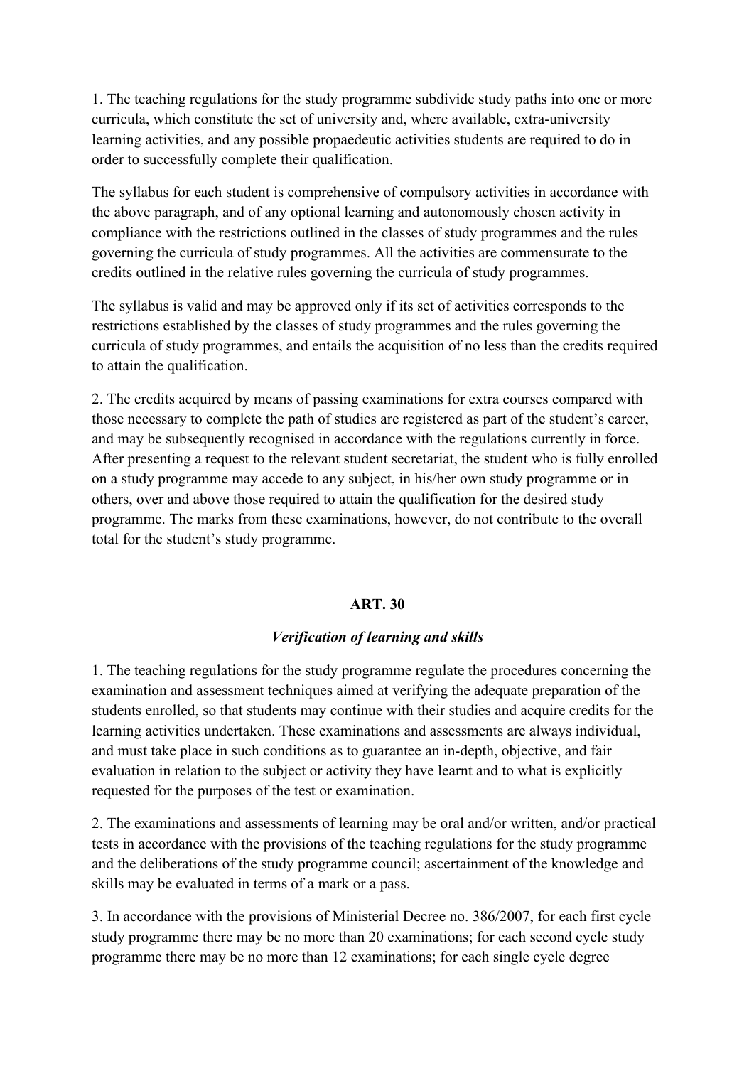1. The teaching regulations for the study programme subdivide study paths into one or more curricula, which constitute the set of university and, where available, extra-university learning activities, and any possible propaedeutic activities students are required to do in order to successfully complete their qualification.

The syllabus for each student is comprehensive of compulsory activities in accordance with the above paragraph, and of any optional learning and autonomously chosen activity in compliance with the restrictions outlined in the classes of study programmes and the rules governing the curricula of study programmes. All the activities are commensurate to the credits outlined in the relative rules governing the curricula of study programmes.

The syllabus is valid and may be approved only if its set of activities corresponds to the restrictions established by the classes of study programmes and the rules governing the curricula of study programmes, and entails the acquisition of no less than the credits required to attain the qualification.

2. The credits acquired by means of passing examinations for extra courses compared with those necessary to complete the path of studies are registered as part of the student's career, and may be subsequently recognised in accordance with the regulations currently in force. After presenting a request to the relevant student secretariat, the student who is fully enrolled on a study programme may accede to any subject, in his/her own study programme or in others, over and above those required to attain the qualification for the desired study programme. The marks from these examinations, however, do not contribute to the overall total for the student's study programme.

## ART. 30

### *Verification of learning and skills*

1. The teaching regulations for the study programme regulate the procedures concerning the examination and assessment techniques aimed at verifying the adequate preparation of the students enrolled, so that students may continue with their studies and acquire credits for the learning activities undertaken. These examinations and assessments are always individual, and must take place in such conditions as to guarantee an in-depth, objective, and fair evaluation in relation to the subject or activity they have learnt and to what is explicitly requested for the purposes of the test or examination.

2. The examinations and assessments of learning may be oral and/or written, and/or practical tests in accordance with the provisions of the teaching regulations for the study programme and the deliberations of the study programme council; ascertainment of the knowledge and skills may be evaluated in terms of a mark or a pass.

3. In accordance with the provisions of Ministerial Decree no. 386/2007, for each first cycle study programme there may be no more than 20 examinations; for each second cycle study programme there may be no more than 12 examinations; for each single cycle degree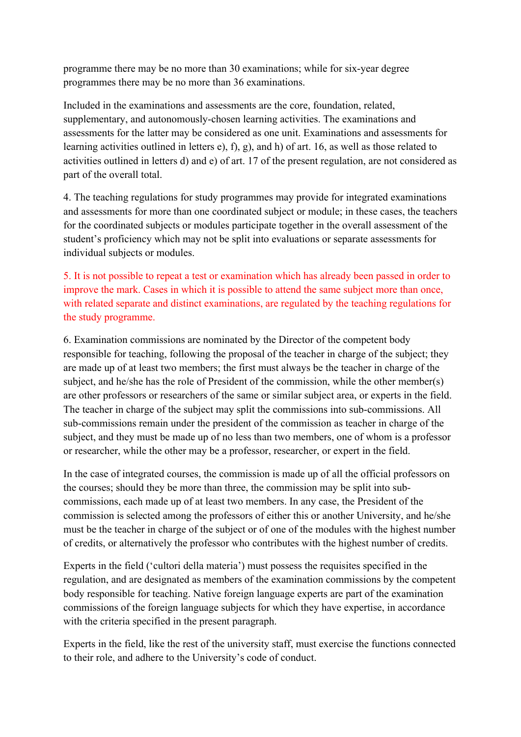programme there may be no more than 30 examinations; while for six-year degree programmes there may be no more than 36 examinations.

Included in the examinations and assessments are the core, foundation, related, supplementary, and autonomously-chosen learning activities. The examinations and assessments for the latter may be considered as one unit. Examinations and assessments for learning activities outlined in letters e), f), g), and h) of art. 16, as well as those related to activities outlined in letters d) and e) of art. 17 of the present regulation, are not considered as part of the overall total.

4. The teaching regulations for study programmes may provide for integrated examinations and assessments for more than one coordinated subject or module; in these cases, the teachers for the coordinated subjects or modules participate together in the overall assessment of the student's proficiency which may not be split into evaluations or separate assessments for individual subjects or modules.

5. It is not possible to repeat a test or examination which has already been passed in order to improve the mark. Cases in which it is possible to attend the same subject more than once, with related separate and distinct examinations, are regulated by the teaching regulations for the study programme.

6. Examination commissions are nominated by the Director of the competent body responsible for teaching, following the proposal of the teacher in charge of the subject; they are made up of at least two members; the first must always be the teacher in charge of the subject, and he/she has the role of President of the commission, while the other member(s) are other professors or researchers of the same or similar subject area, or experts in the field. The teacher in charge of the subject may split the commissions into sub-commissions. All sub-commissions remain under the president of the commission as teacher in charge of the subject, and they must be made up of no less than two members, one of whom is a professor or researcher, while the other may be a professor, researcher, or expert in the field.

In the case of integrated courses, the commission is made up of all the official professors on the courses; should they be more than three, the commission may be split into sub-commissions, each made up of at least two members. In any case, the President of the commission is selected among the professors of either this or another University, and he/she must be the teacher in charge of the subject or of one of the modules with the highest number of credits, or alternatively the professor who contributes with the highest number of credits.

Experts in the field ('cultori della materia') must possess the requisites specified in the regulation, and are designated as members of the examination commissions by the competent body responsible for teaching. Native foreign language experts are part of the examination commissions of the foreign language subjects for which they have expertise, in accordance with the criteria specified in the present paragraph.

Experts in the field, like the rest of the university staff, must exercise the functions connected to their role, and adhere to the University's code of conduct.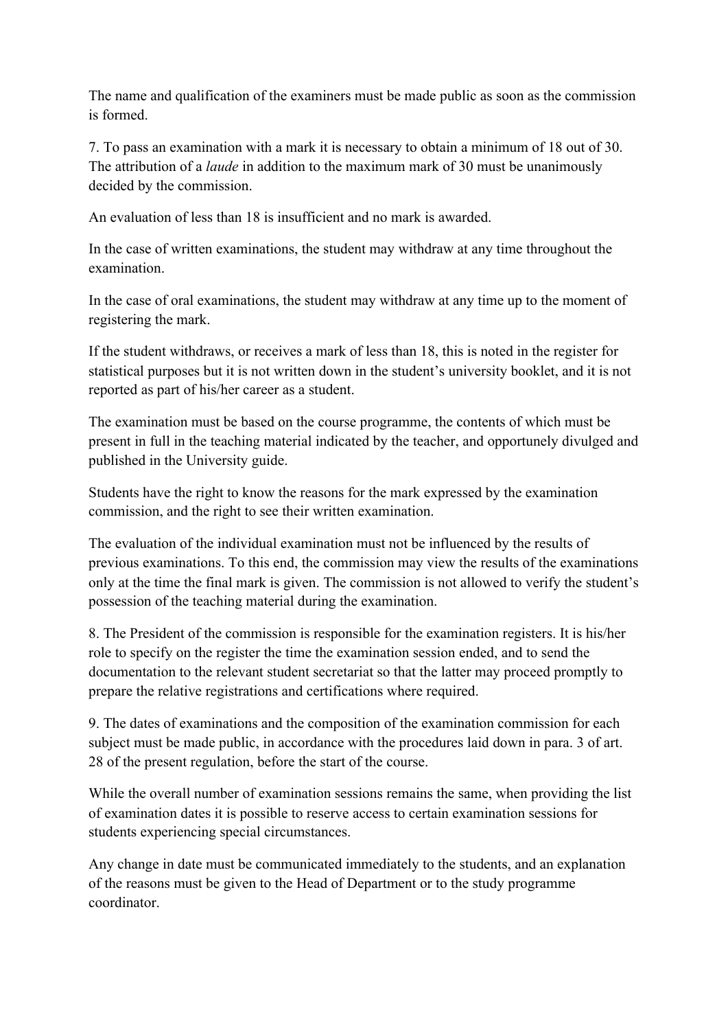The name and qualification of the examiners must be made public as soon as the commission is formed.

7. To pass an examination with a mark it is necessary to obtain a minimum of 18 out of 30. The attribution of a *laude* in addition to the maximum mark of 30 must be unanimously decided by the commission.

An evaluation of less than 18 is insufficient and no mark is awarded.

In the case of written examinations, the student may withdraw at any time throughout the examination.

In the case of oral examinations, the student may withdraw at any time up to the moment of registering the mark.

If the student withdraws, or receives a mark of less than 18, this is noted in the register for statistical purposes but it is not written down in the student's university booklet, and it is not reported as part of his/her career as a student.

The examination must be based on the course programme, the contents of which must be present in full in the teaching material indicated by the teacher, and opportunely divulged and published in the University guide.

Students have the right to know the reasons for the mark expressed by the examination commission, and the right to see their written examination.

The evaluation of the individual examination must not be influenced by the results of previous examinations. To this end, the commission may view the results of the examinations only at the time the final mark is given. The commission is not allowed to verify the student's possession of the teaching material during the examination.

8. The President of the commission is responsible for the examination registers. It is his/her role to specify on the register the time the examination session ended, and to send the documentation to the relevant student secretariat so that the latter may proceed promptly to prepare the relative registrations and certifications where required.

9. The dates of examinations and the composition of the examination commission for each subject must be made public, in accordance with the procedures laid down in para. 3 of art. 28 of the present regulation, before the start of the course.

While the overall number of examination sessions remains the same, when providing the list of examination dates it is possible to reserve access to certain examination sessions for students experiencing special circumstances.

Any change in date must be communicated immediately to the students, and an explanation of the reasons must be given to the Head of Department or to the study programme coordinator.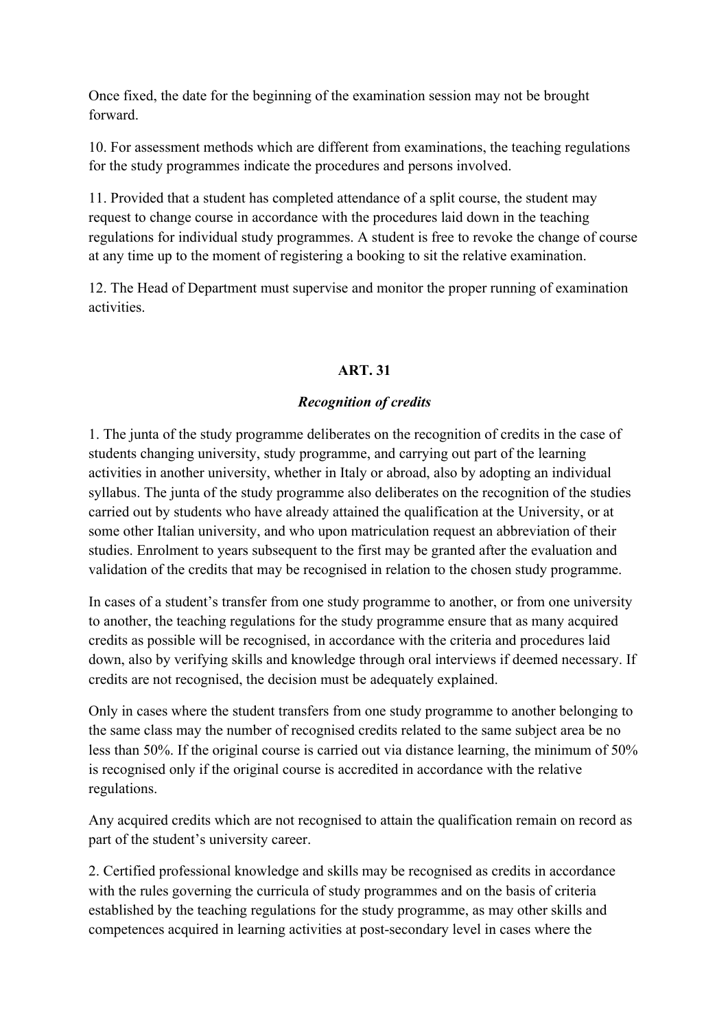Once fixed, the date for the beginning of the examination session may not be brought forward.

10. For assessment methods which are different from examinations, the teaching regulations for the study programmes indicate the procedures and persons involved.

11. Provided that a student has completed attendance of a split course, the student may request to change course in accordance with the procedures laid down in the teaching regulations for individual study programmes. A student is free to revoke the change of course at any time up to the moment of registering a booking to sit the relative examination.

12. The Head of Department must supervise and monitor the proper running of examination activities.

## ART. 31

### *Recognition of credits*

1. The junta of the study programme deliberates on the recognition of credits in the case of students changing university, study programme, and carrying out part of the learning activities in another university, whether in Italy or abroad, also by adopting an individual syllabus. The junta of the study programme also deliberates on the recognition of the studies carried out by students who have already attained the qualification at the University, or at some other Italian university, and who upon matriculation request an abbreviation of their studies. Enrolment to years subsequent to the first may be granted after the evaluation and validation of the credits that may be recognised in relation to the chosen study programme.

In cases of a student's transfer from one study programme to another, or from one university to another, the teaching regulations for the study programme ensure that as many acquired credits as possible will be recognised, in accordance with the criteria and procedures laid down, also by verifying skills and knowledge through oral interviews if deemed necessary. If credits are not recognised, the decision must be adequately explained.

Only in cases where the student transfers from one study programme to another belonging to the same class may the number of recognised credits related to the same subject area be no less than 50%. If the original course is carried out via distance learning, the minimum of 50% is recognised only if the original course is accredited in accordance with the relative regulations.

Any acquired credits which are not recognised to attain the qualification remain on record as part of the student's university career.

2. Certified professional knowledge and skills may be recognised as credits in accordance with the rules governing the curricula of study programmes and on the basis of criteria established by the teaching regulations for the study programme, as may other skills and competences acquired in learning activities at post-secondary level in cases where the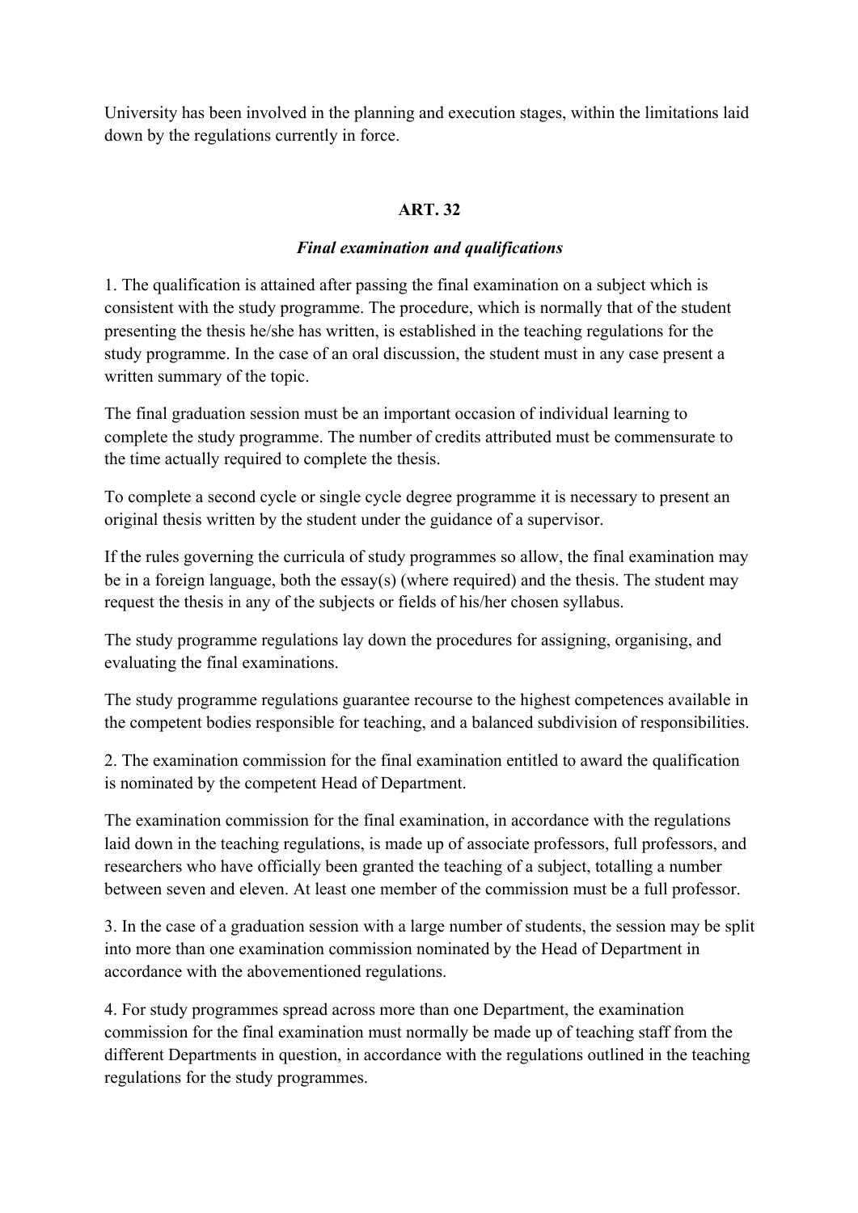University has been involved in the planning and execution stages, within the limitations laid down by the regulations currently in force.

## ART. 32

### *Final examination and qualifications*

1. The qualification is attained after passing the final examination on a subject which is consistent with the study programme. The procedure, which is normally that of the student presenting the thesis he/she has written, is established in the teaching regulations for the study programme. In the case of an oral discussion, the student must in any case present a written summary of the topic.

The final graduation session must be an important occasion of individual learning to complete the study programme. The number of credits attributed must be commensurate to the time actually required to complete the thesis.

To complete a second cycle or single cycle degree programme it is necessary to present an original thesis written by the student under the guidance of a supervisor.

If the rules governing the curricula of study programmes so allow, the final examination may be in a foreign language, both the essay(s) (where required) and the thesis. The student may request the thesis in any of the subjects or fields of his/her chosen syllabus.

The study programme regulations lay down the procedures for assigning, organising, and evaluating the final examinations.

The study programme regulations guarantee recourse to the highest competences available in the competent bodies responsible for teaching, and a balanced subdivision of responsibilities.

2. The examination commission for the final examination entitled to award the qualification is nominated by the competent Head of Department.

The examination commission for the final examination, in accordance with the regulations laid down in the teaching regulations, is made up of associate professors, full professors, and researchers who have officially been granted the teaching of a subject, totalling a number between seven and eleven. At least one member of the commission must be a full professor.

3. In the case of a graduation session with a large number of students, the session may be split into more than one examination commission nominated by the Head of Department in accordance with the abovementioned regulations.

4. For study programmes spread across more than one Department, the examination commission for the final examination must normally be made up of teaching staff from the different Departments in question, in accordance with the regulations outlined in the teaching regulations for the study programmes.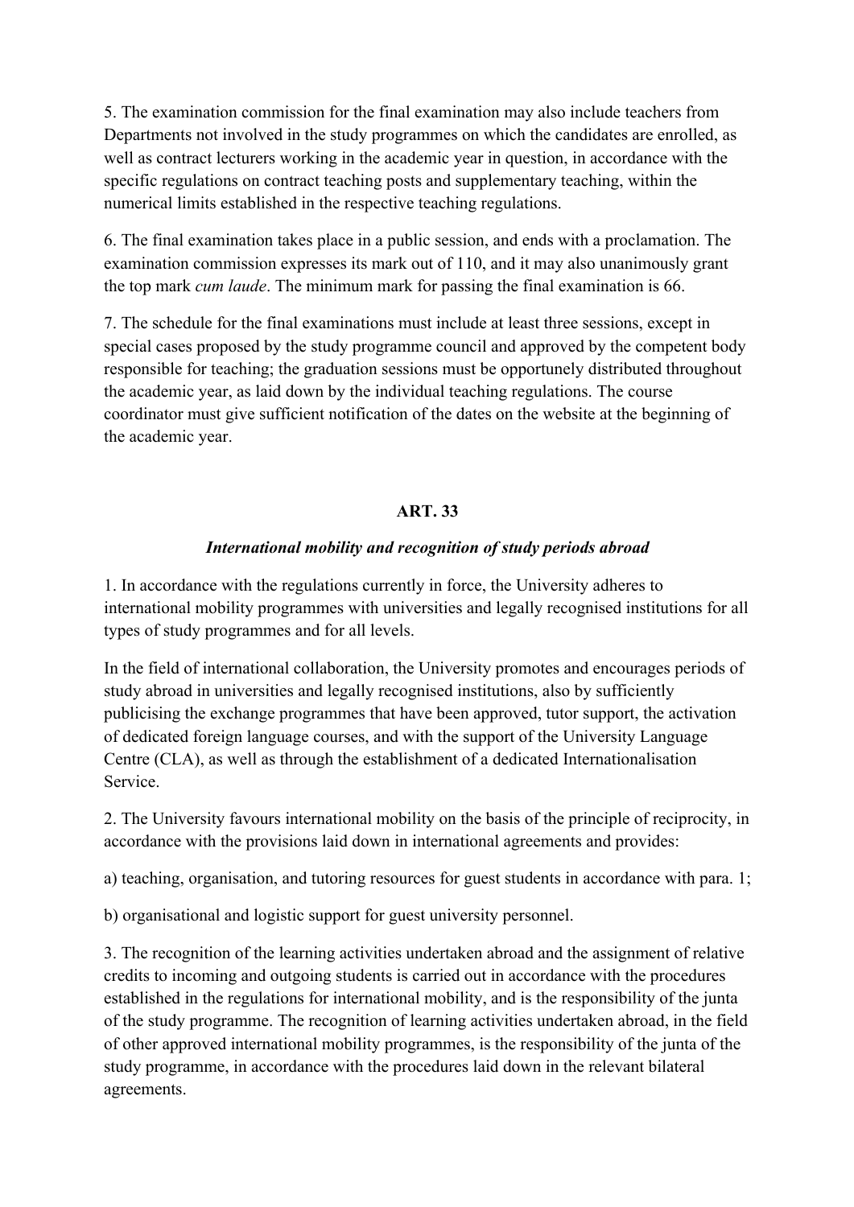5. The examination commission for the final examination may also include teachers from Departments not involved in the study programmes on which the candidates are enrolled, as well as contract lecturers working in the academic year in question, in accordance with the specific regulations on contract teaching posts and supplementary teaching, within the numerical limits established in the respective teaching regulations.

6. The final examination takes place in a public session, and ends with a proclamation. The examination commission expresses its mark out of 110, and it may also unanimously grant the top mark *cum laude*. The minimum mark for passing the final examination is 66.

7. The schedule for the final examinations must include at least three sessions, except in special cases proposed by the study programme council and approved by the competent body responsible for teaching; the graduation sessions must be opportunely distributed throughout the academic year, as laid down by the individual teaching regulations. The course coordinator must give sufficient notification of the dates on the website at the beginning of the academic year.

## ART. 33

### *International mobility and recognition of study periods abroad*

1. In accordance with the regulations currently in force, the University adheres to international mobility programmes with universities and legally recognised institutions for all types of study programmes and for all levels.

In the field of international collaboration, the University promotes and encourages periods of study abroad in universities and legally recognised institutions, also by sufficiently publicising the exchange programmes that have been approved, tutor support, the activation of dedicated foreign language courses, and with the support of the University Language Centre (CLA), as well as through the establishment of a dedicated Internationalisation Service.

2. The University favours international mobility on the basis of the principle of reciprocity, in accordance with the provisions laid down in international agreements and provides:

a) teaching, organisation, and tutoring resources for guest students in accordance with para. 1;

b) organisational and logistic support for guest university personnel.

3. The recognition of the learning activities undertaken abroad and the assignment of relative credits to incoming and outgoing students is carried out in accordance with the procedures established in the regulations for international mobility, and is the responsibility of the junta of the study programme. The recognition of learning activities undertaken abroad, in the field of other approved international mobility programmes, is the responsibility of the junta of the study programme, in accordance with the procedures laid down in the relevant bilateral agreements.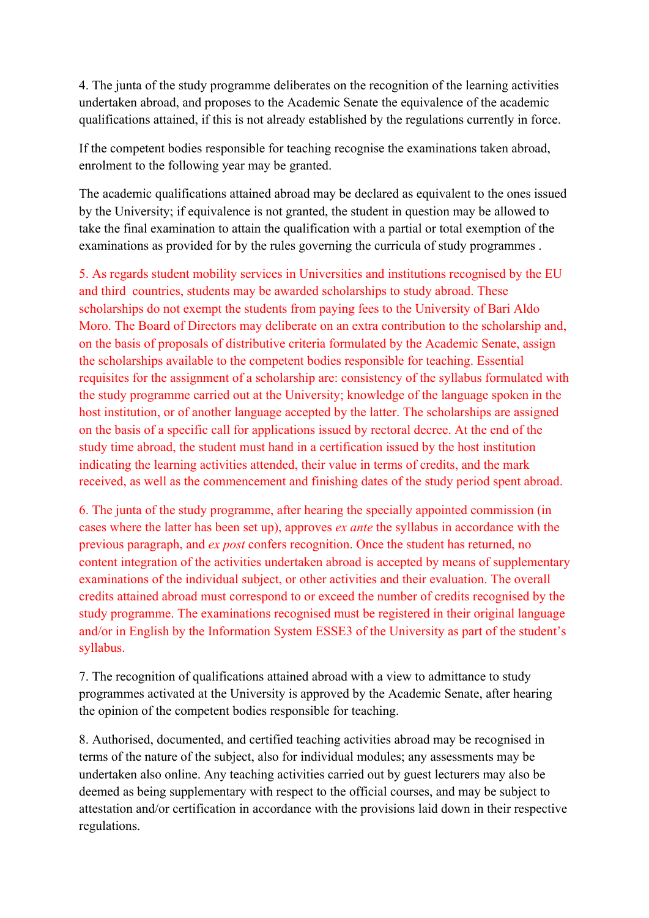4. The junta of the study programme deliberates on the recognition of the learning activities undertaken abroad, and proposes to the Academic Senate the equivalence of the academic qualifications attained, if this is not already established by the regulations currently in force.

If the competent bodies responsible for teaching recognise the examinations taken abroad, enrolment to the following year may be granted.

The academic qualifications attained abroad may be declared as equivalent to the ones issued by the University; if equivalence is not granted, the student in question may be allowed to take the final examination to attain the qualification with a partial or total exemption of the examinations as provided for by the rules governing the curricula of study programmes .

5. As regards student mobility services in Universities and institutions recognised by the EU and third countries, students may be awarded scholarships to study abroad. These scholarships do not exempt the students from paying fees to the University of Bari Aldo Moro. The Board of Directors may deliberate on an extra contribution to the scholarship and, on the basis of proposals of distributive criteria formulated by the Academic Senate, assign the scholarships available to the competent bodies responsible for teaching. Essential requisites for the assignment of a scholarship are: consistency of the syllabus formulated with the study programme carried out at the University; knowledge of the language spoken in the host institution, or of another language accepted by the latter. The scholarships are assigned on the basis of a specific call for applications issued by rectoral decree. At the end of the study time abroad, the student must hand in a certification issued by the host institution indicating the learning activities attended, their value in terms of credits, and the mark received, as well as the commencement and finishing dates of the study period spent abroad.

6. The junta of the study programme, after hearing the specially appointed commission (in cases where the latter has been set up), approves *ex ante* the syllabus in accordance with the previous paragraph, and *ex post* confers recognition. Once the student has returned, no content integration of the activities undertaken abroad is accepted by means of supplementary examinations of the individual subject, or other activities and their evaluation. The overall credits attained abroad must correspond to or exceed the number of credits recognised by the study programme. The examinations recognised must be registered in their original language and/or in English by the Information System ESSE3 of the University as part of the student's syllabus.

7. The recognition of qualifications attained abroad with a view to admittance to study programmes activated at the University is approved by the Academic Senate, after hearing the opinion of the competent bodies responsible for teaching.

8. Authorised, documented, and certified teaching activities abroad may be recognised in terms of the nature of the subject, also for individual modules; any assessments may be undertaken also online. Any teaching activities carried out by guest lecturers may also be deemed as being supplementary with respect to the official courses, and may be subject to attestation and/or certification in accordance with the provisions laid down in their respective regulations.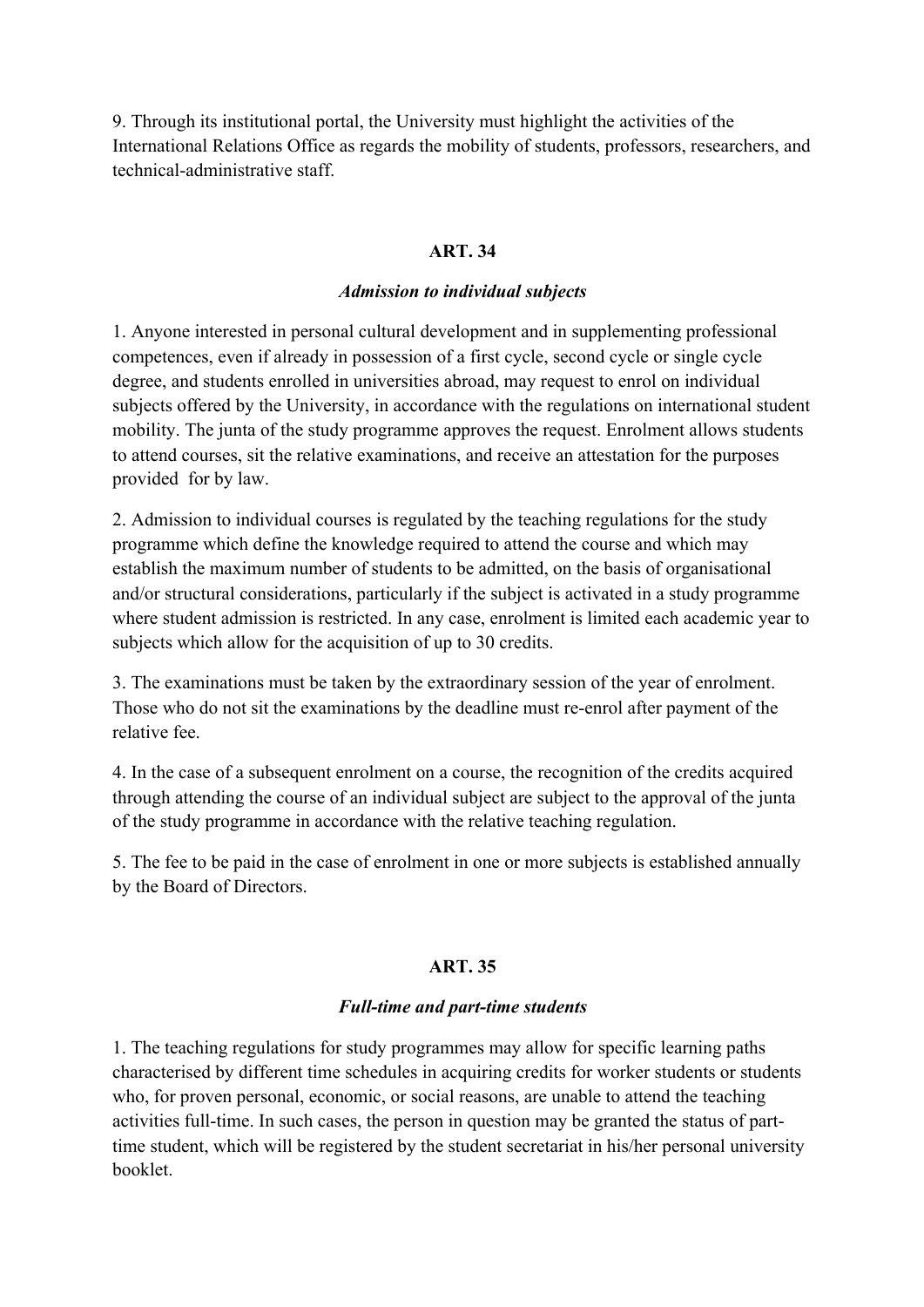9. Through its institutional portal, the University must highlight the activities of the International Relations Office as regards the mobility of students, professors, researchers, and technical-administrative staff.

**ART. 34**

***Admission to individual subjects***

1. Anyone interested in personal cultural development and in supplementing professional competences, even if already in possession of a first cycle, second cycle or single cycle degree, and students enrolled in universities abroad, may request to enrol on individual subjects offered by the University, in accordance with the regulations on international student mobility. The junta of the study programme approves the request. Enrolment allows students to attend courses, sit the relative examinations, and receive an attestation for the purposes provided for by law.

2. Admission to individual courses is regulated by the teaching regulations for the study programme which define the knowledge required to attend the course and which may establish the maximum number of students to be admitted, on the basis of organisational and/or structural considerations, particularly if the subject is activated in a study programme where student admission is restricted. In any case, enrolment is limited each academic year to subjects which allow for the acquisition of up to 30 credits.

3. The examinations must be taken by the extraordinary session of the year of enrolment. Those who do not sit the examinations by the deadline must re-enrol after payment of the relative fee.

4. In the case of a subsequent enrolment on a course, the recognition of the credits acquired through attending the course of an individual subject are subject to the approval of the junta of the study programme in accordance with the relative teaching regulation.

5. The fee to be paid in the case of enrolment in one or more subjects is established annually by the Board of Directors.

**ART. 35**

***Full-time and part-time students***

1. The teaching regulations for study programmes may allow for specific learning paths characterised by different time schedules in acquiring credits for worker students or students who, for proven personal, economic, or social reasons, are unable to attend the teaching activities full-time. In such cases, the person in question may be granted the status of part-time student, which will be registered by the student secretariat in his/her personal university booklet.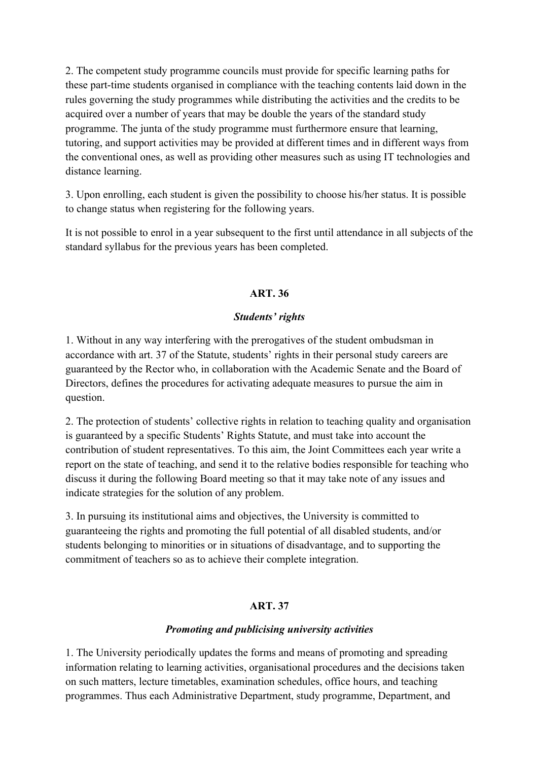2. The competent study programme councils must provide for specific learning paths for these part-time students organised in compliance with the teaching contents laid down in the rules governing the study programmes while distributing the activities and the credits to be acquired over a number of years that may be double the years of the standard study programme. The junta of the study programme must furthermore ensure that learning, tutoring, and support activities may be provided at different times and in different ways from the conventional ones, as well as providing other measures such as using IT technologies and distance learning.

3. Upon enrolling, each student is given the possibility to choose his/her status. It is possible to change status when registering for the following years.

It is not possible to enrol in a year subsequent to the first until attendance in all subjects of the standard syllabus for the previous years has been completed.

## ART. 36

### *Students' rights*

1. Without in any way interfering with the prerogatives of the student ombudsman in accordance with art. 37 of the Statute, students' rights in their personal study careers are guaranteed by the Rector who, in collaboration with the Academic Senate and the Board of Directors, defines the procedures for activating adequate measures to pursue the aim in question.

2. The protection of students' collective rights in relation to teaching quality and organisation is guaranteed by a specific Students' Rights Statute, and must take into account the contribution of student representatives. To this aim, the Joint Committees each year write a report on the state of teaching, and send it to the relative bodies responsible for teaching who discuss it during the following Board meeting so that it may take note of any issues and indicate strategies for the solution of any problem.

3. In pursuing its institutional aims and objectives, the University is committed to guaranteeing the rights and promoting the full potential of all disabled students, and/or students belonging to minorities or in situations of disadvantage, and to supporting the commitment of teachers so as to achieve their complete integration.

## ART. 37

### *Promoting and publicising university activities*

1. The University periodically updates the forms and means of promoting and spreading information relating to learning activities, organisational procedures and the decisions taken on such matters, lecture timetables, examination schedules, office hours, and teaching programmes. Thus each Administrative Department, study programme, Department, and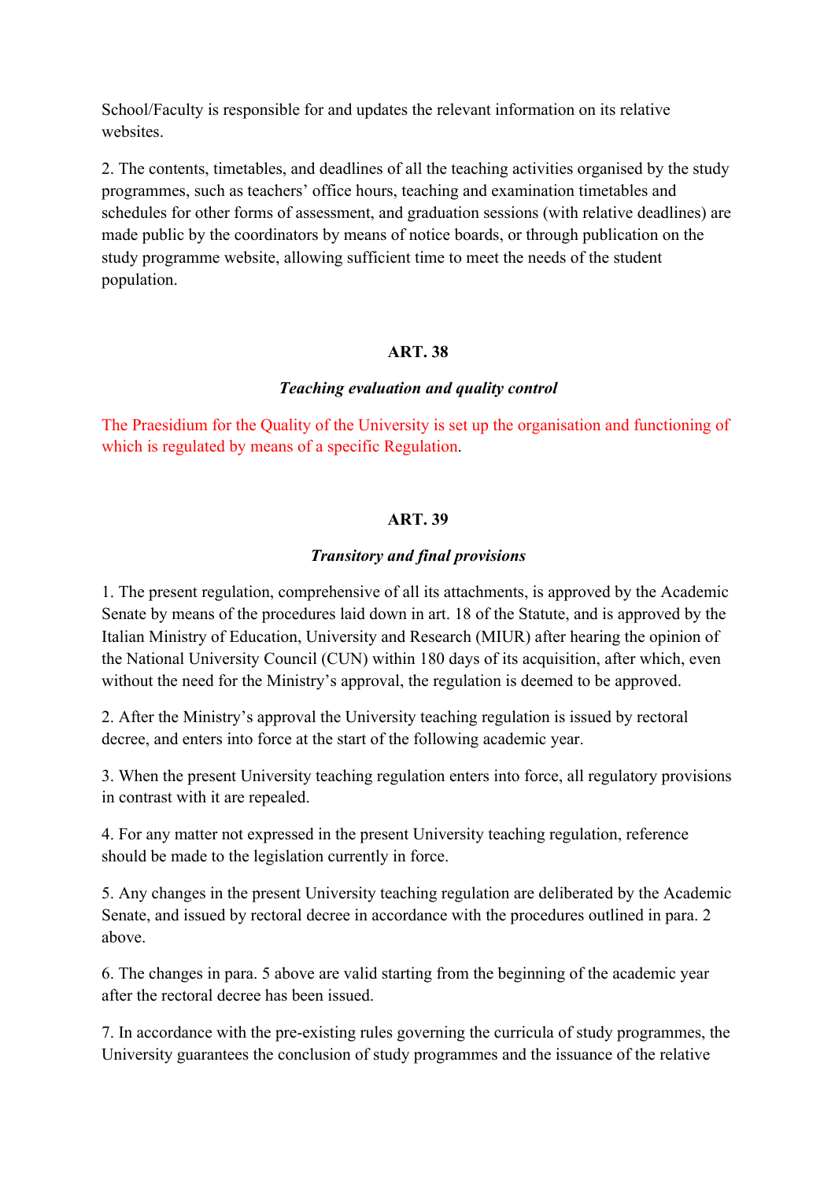School/Faculty is responsible for and updates the relevant information on its relative websites.

2. The contents, timetables, and deadlines of all the teaching activities organised by the study programmes, such as teachers' office hours, teaching and examination timetables and schedules for other forms of assessment, and graduation sessions (with relative deadlines) are made public by the coordinators by means of notice boards, or through publication on the study programme website, allowing sufficient time to meet the needs of the student population.

**ART. 38**

***Teaching evaluation and quality control***

The Praesidium for the Quality of the University is set up the organisation and functioning of which is regulated by means of a specific Regulation.

**ART. 39**

***Transitory and final provisions***

1. The present regulation, comprehensive of all its attachments, is approved by the Academic Senate by means of the procedures laid down in art. 18 of the Statute, and is approved by the Italian Ministry of Education, University and Research (MIUR) after hearing the opinion of the National University Council (CUN) within 180 days of its acquisition, after which, even without the need for the Ministry's approval, the regulation is deemed to be approved.

2. After the Ministry's approval the University teaching regulation is issued by rectoral decree, and enters into force at the start of the following academic year.

3. When the present University teaching regulation enters into force, all regulatory provisions in contrast with it are repealed.

4. For any matter not expressed in the present University teaching regulation, reference should be made to the legislation currently in force.

5. Any changes in the present University teaching regulation are deliberated by the Academic Senate, and issued by rectoral decree in accordance with the procedures outlined in para. 2 above.

6. The changes in para. 5 above are valid starting from the beginning of the academic year after the rectoral decree has been issued.

7. In accordance with the pre-existing rules governing the curricula of study programmes, the University guarantees the conclusion of study programmes and the issuance of the relative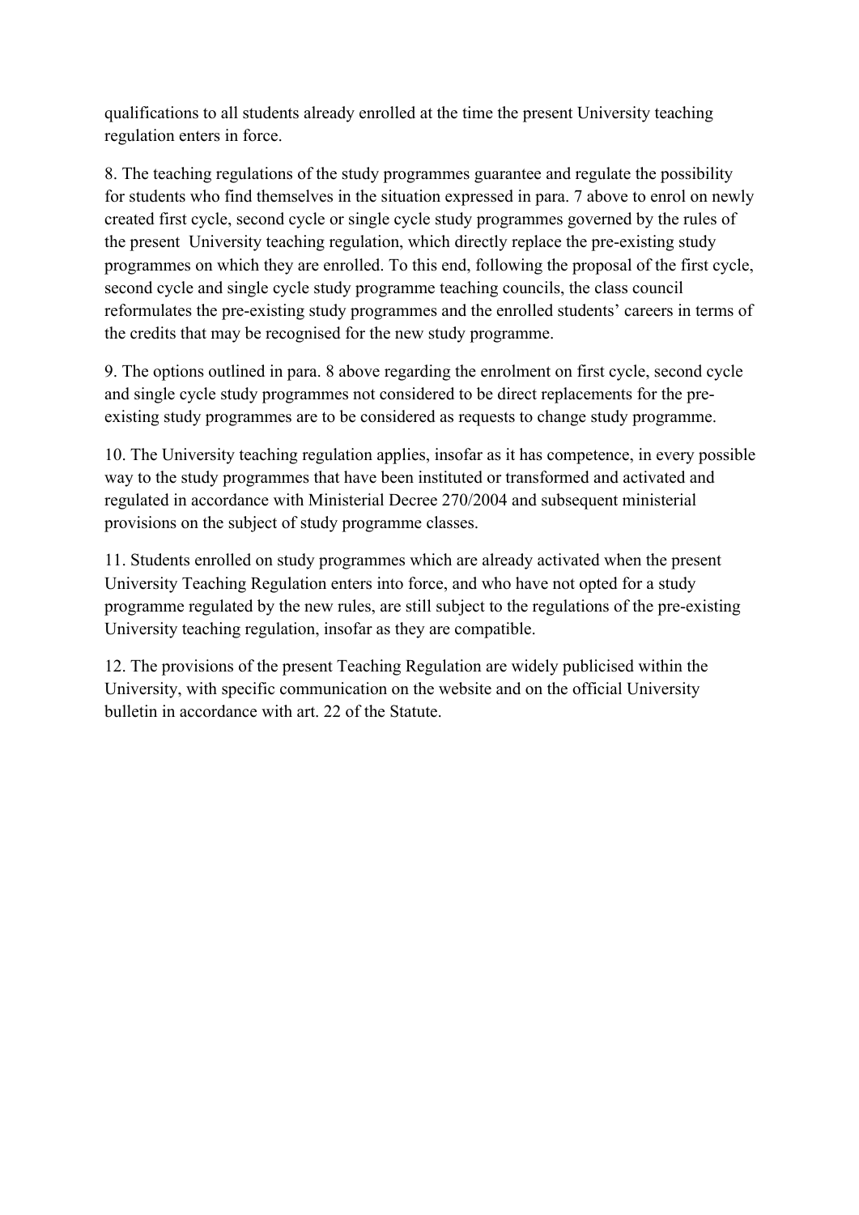qualifications to all students already enrolled at the time the present University teaching regulation enters in force.

8. The teaching regulations of the study programmes guarantee and regulate the possibility for students who find themselves in the situation expressed in para. 7 above to enrol on newly created first cycle, second cycle or single cycle study programmes governed by the rules of the present University teaching regulation, which directly replace the pre-existing study programmes on which they are enrolled. To this end, following the proposal of the first cycle, second cycle and single cycle study programme teaching councils, the class council reformulates the pre-existing study programmes and the enrolled students' careers in terms of the credits that may be recognised for the new study programme.

9. The options outlined in para. 8 above regarding the enrolment on first cycle, second cycle and single cycle study programmes not considered to be direct replacements for the pre-existing study programmes are to be considered as requests to change study programme.

10. The University teaching regulation applies, insofar as it has competence, in every possible way to the study programmes that have been instituted or transformed and activated and regulated in accordance with Ministerial Decree 270/2004 and subsequent ministerial provisions on the subject of study programme classes.

11. Students enrolled on study programmes which are already activated when the present University Teaching Regulation enters into force, and who have not opted for a study programme regulated by the new rules, are still subject to the regulations of the pre-existing University teaching regulation, insofar as they are compatible.

12. The provisions of the present Teaching Regulation are widely publicised within the University, with specific communication on the website and on the official University bulletin in accordance with art. 22 of the Statute.